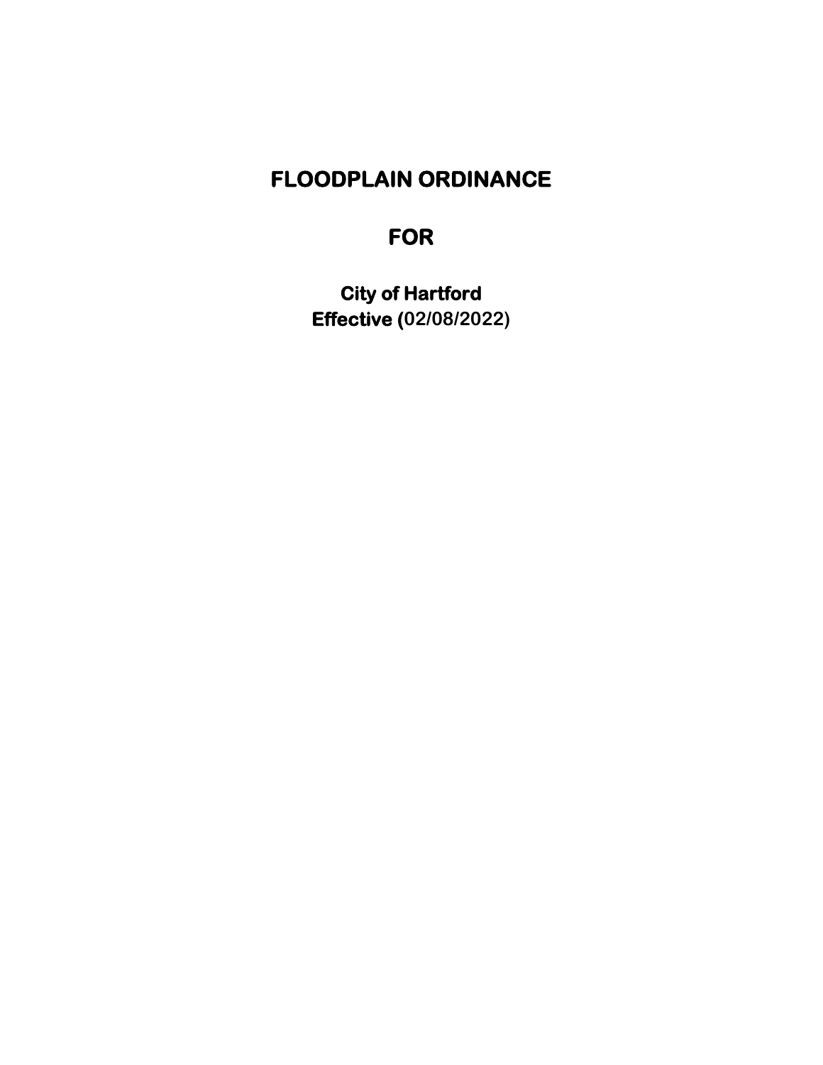# FLOODPLAIN ORDINANCE

# FOR

## City of Hartford
## Effective (02/08/2022)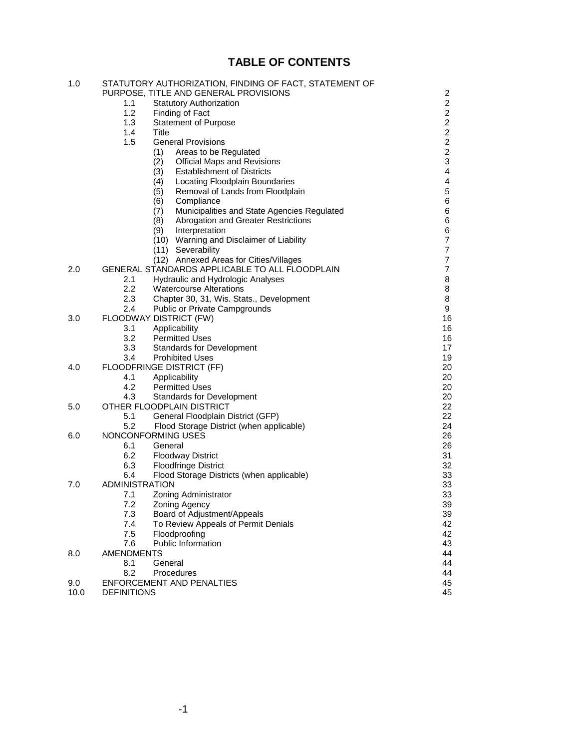# TABLE OF CONTENTS

| | | |
|---|---|---|
| 1.0 | STATUTORY AUTHORIZATION, FINDING OF FACT, STATEMENT OF PURPOSE, TITLE AND GENERAL PROVISIONS | 2 |
| | 1.1 Statutory Authorization | 2 |
| | 1.2 Finding of Fact | 2 |
| | 1.3 Statement of Purpose | 2 |
| | 1.4 Title | 2 |
| | 1.5 General Provisions | 2 |
| | (1) Areas to be Regulated | 2 |
| | (2) Official Maps and Revisions | 3 |
| | (3) Establishment of Districts | 4 |
| | (4) Locating Floodplain Boundaries | 4 |
| | (5) Removal of Lands from Floodplain | 5 |
| | (6) Compliance | 6 |
| | (7) Municipalities and State Agencies Regulated | 6 |
| | (8) Abrogation and Greater Restrictions | 6 |
| | (9) Interpretation | 6 |
| | (10) Warning and Disclaimer of Liability | 7 |
| | (11) Severability | 7 |
| | (12) Annexed Areas for Cities/Villages | 7 |
| 2.0 | GENERAL STANDARDS APPLICABLE TO ALL FLOODPLAIN | 7 |
| | 2.1 Hydraulic and Hydrologic Analyses | 8 |
| | 2.2 Watercourse Alterations | 8 |
| | 2.3 Chapter 30, 31, Wis. Stats., Development | 8 |
| | 2.4 Public or Private Campgrounds | 9 |
| 3.0 | FLOODWAY DISTRICT (FW) | 16 |
| | 3.1 Applicability | 16 |
| | 3.2 Permitted Uses | 16 |
| | 3.3 Standards for Development | 17 |
| | 3.4 Prohibited Uses | 19 |
| 4.0 | FLOODFRINGE DISTRICT (FF) | 20 |
| | 4.1 Applicability | 20 |
| | 4.2 Permitted Uses | 20 |
| | 4.3 Standards for Development | 20 |
| 5.0 | OTHER FLOODPLAIN DISTRICT | 22 |
| | 5.1 General Floodplain District (GFP) | 22 |
| | 5.2 Flood Storage District (when applicable) | 24 |
| 6.0 | NONCONFORMING USES | 26 |
| | 6.1 General | 26 |
| | 6.2 Floodway District | 31 |
| | 6.3 Floodfringe District | 32 |
| | 6.4 Flood Storage Districts (when applicable) | 33 |
| 7.0 | ADMINISTRATION | 33 |
| | 7.1 Zoning Administrator | 33 |
| | 7.2 Zoning Agency | 39 |
| | 7.3 Board of Adjustment/Appeals | 39 |
| | 7.4 To Review Appeals of Permit Denials | 42 |
| | 7.5 Floodproofing | 42 |
| | 7.6 Public Information | 43 |
| 8.0 | AMENDMENTS | 44 |
| | 8.1 General | 44 |
| | 8.2 Procedures | 44 |
| 9.0 | ENFORCEMENT AND PENALTIES | 45 |
| 10.0 | DEFINITIONS | 45 |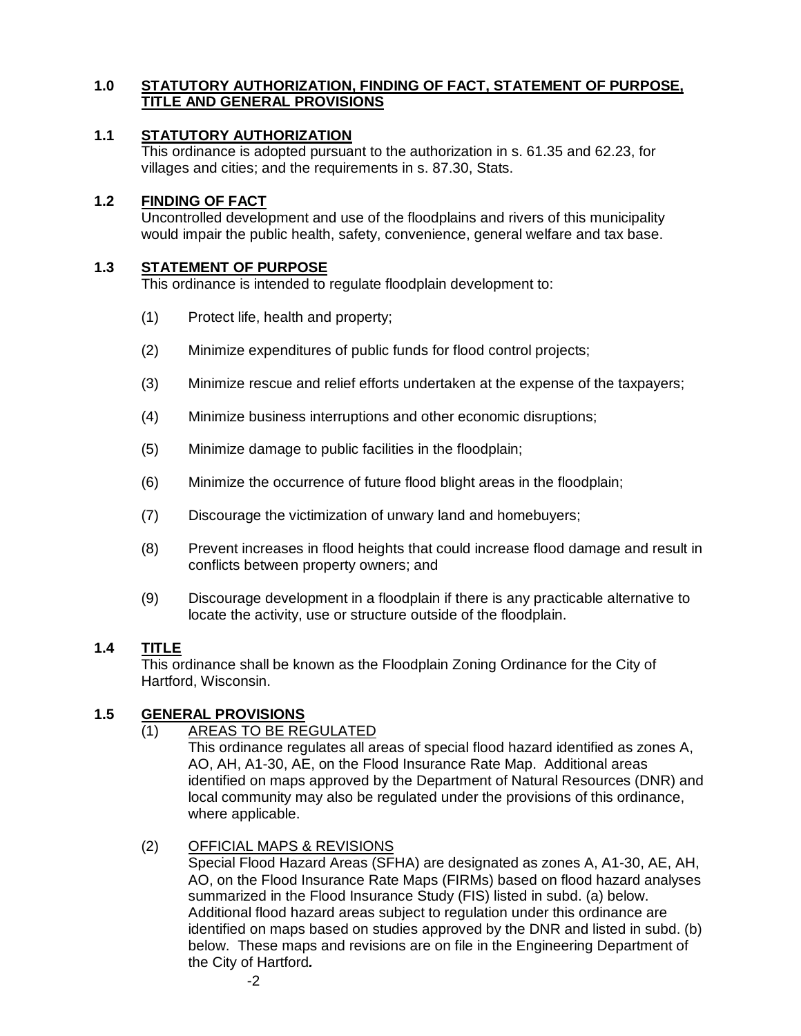## 1.0 STATUTORY AUTHORIZATION, FINDING OF FACT, STATEMENT OF PURPOSE, TITLE AND GENERAL PROVISIONS

### 1.1 STATUTORY AUTHORIZATION

This ordinance is adopted pursuant to the authorization in s. 61.35 and 62.23, for villages and cities; and the requirements in s. 87.30, Stats.

### 1.2 FINDING OF FACT

Uncontrolled development and use of the floodplains and rivers of this municipality would impair the public health, safety, convenience, general welfare and tax base.

### 1.3 STATEMENT OF PURPOSE

This ordinance is intended to regulate floodplain development to:

(1) Protect life, health and property;

(2) Minimize expenditures of public funds for flood control projects;

(3) Minimize rescue and relief efforts undertaken at the expense of the taxpayers;

(4) Minimize business interruptions and other economic disruptions;

(5) Minimize damage to public facilities in the floodplain;

(6) Minimize the occurrence of future flood blight areas in the floodplain;

(7) Discourage the victimization of unwary land and homebuyers;

(8) Prevent increases in flood heights that could increase flood damage and result in conflicts between property owners; and

(9) Discourage development in a floodplain if there is any practicable alternative to locate the activity, use or structure outside of the floodplain.

### 1.4 TITLE

This ordinance shall be known as the Floodplain Zoning Ordinance for the City of Hartford, Wisconsin.

### 1.5 GENERAL PROVISIONS

(1) AREAS TO BE REGULATED

This ordinance regulates all areas of special flood hazard identified as zones A, AO, AH, A1-30, AE, on the Flood Insurance Rate Map. Additional areas identified on maps approved by the Department of Natural Resources (DNR) and local community may also be regulated under the provisions of this ordinance, where applicable.

(2) OFFICIAL MAPS & REVISIONS

Special Flood Hazard Areas (SFHA) are designated as zones A, A1-30, AE, AH, AO, on the Flood Insurance Rate Maps (FIRMs) based on flood hazard analyses summarized in the Flood Insurance Study (FIS) listed in subd. (a) below. Additional flood hazard areas subject to regulation under this ordinance are identified on maps based on studies approved by the DNR and listed in subd. (b) below. These maps and revisions are on file in the Engineering Department of the City of Hartford***.***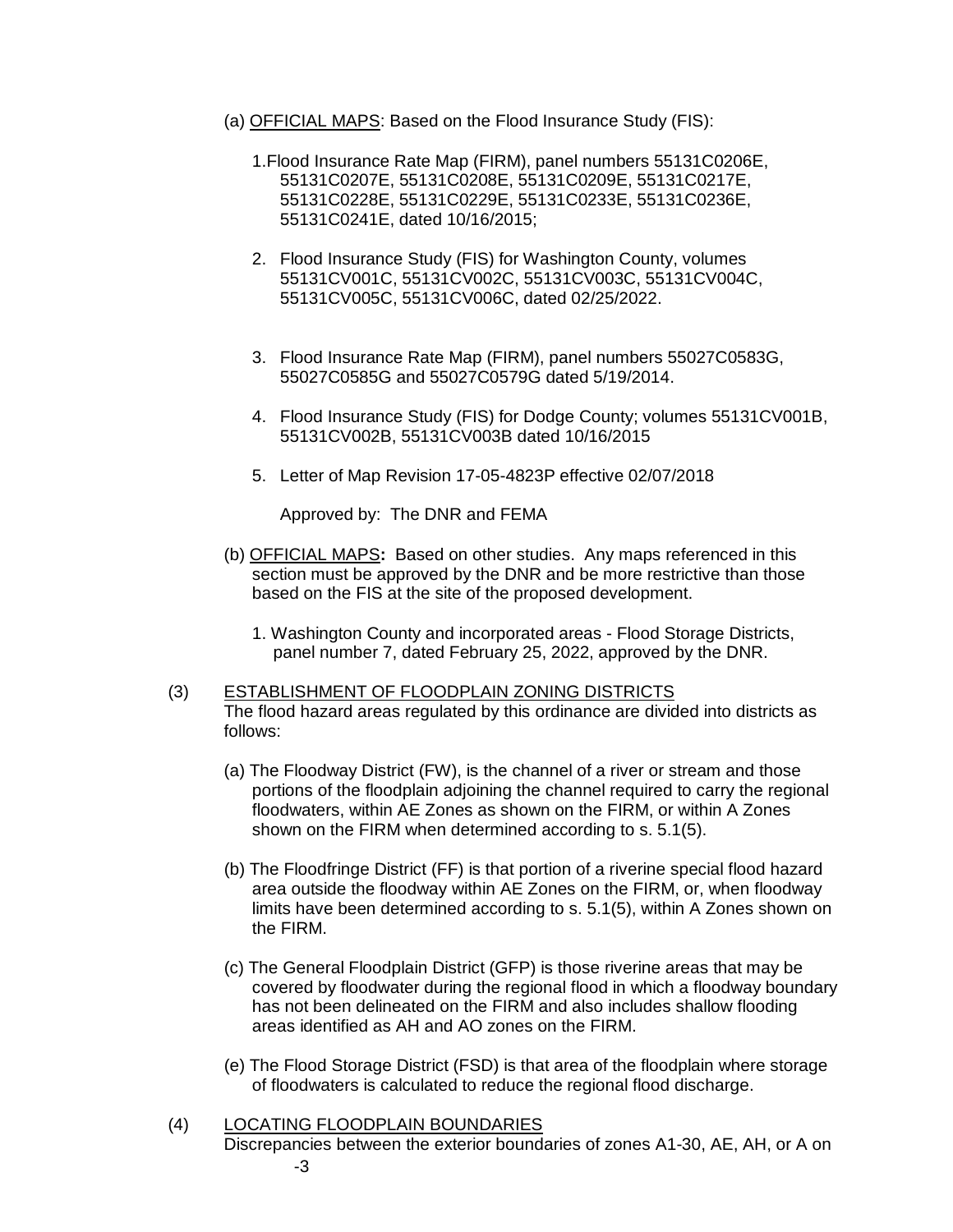(a) OFFICIAL MAPS: Based on the Flood Insurance Study (FIS):

1. Flood Insurance Rate Map (FIRM), panel numbers 55131C0206E, 55131C0207E, 55131C0208E, 55131C0209E, 55131C0217E, 55131C0228E, 55131C0229E, 55131C0233E, 55131C0236E, 55131C0241E, dated 10/16/2015;

2. Flood Insurance Study (FIS) for Washington County, volumes 55131CV001C, 55131CV002C, 55131CV003C, 55131CV004C, 55131CV005C, 55131CV006C, dated 02/25/2022.

3. Flood Insurance Rate Map (FIRM), panel numbers 55027C0583G, 55027C0585G and 55027C0579G dated 5/19/2014.

4. Flood Insurance Study (FIS) for Dodge County; volumes 55131CV001B, 55131CV002B, 55131CV003B dated 10/16/2015

5. Letter of Map Revision 17-05-4823P effective 02/07/2018

   Approved by: The DNR and FEMA

(b) OFFICIAL MAPS**:** Based on other studies. Any maps referenced in this section must be approved by the DNR and be more restrictive than those based on the FIS at the site of the proposed development.

1. Washington County and incorporated areas - Flood Storage Districts, panel number 7, dated February 25, 2022, approved by the DNR.

(3) ESTABLISHMENT OF FLOODPLAIN ZONING DISTRICTS
The flood hazard areas regulated by this ordinance are divided into districts as follows:

(a) The Floodway District (FW), is the channel of a river or stream and those portions of the floodplain adjoining the channel required to carry the regional floodwaters, within AE Zones as shown on the FIRM, or within A Zones shown on the FIRM when determined according to s. 5.1(5).

(b) The Floodfringe District (FF) is that portion of a riverine special flood hazard area outside the floodway within AE Zones on the FIRM, or, when floodway limits have been determined according to s. 5.1(5), within A Zones shown on the FIRM.

(c) The General Floodplain District (GFP) is those riverine areas that may be covered by floodwater during the regional flood in which a floodway boundary has not been delineated on the FIRM and also includes shallow flooding areas identified as AH and AO zones on the FIRM.

(e) The Flood Storage District (FSD) is that area of the floodplain where storage of floodwaters is calculated to reduce the regional flood discharge.

(4) LOCATING FLOODPLAIN BOUNDARIES
Discrepancies between the exterior boundaries of zones A1-30, AE, AH, or A on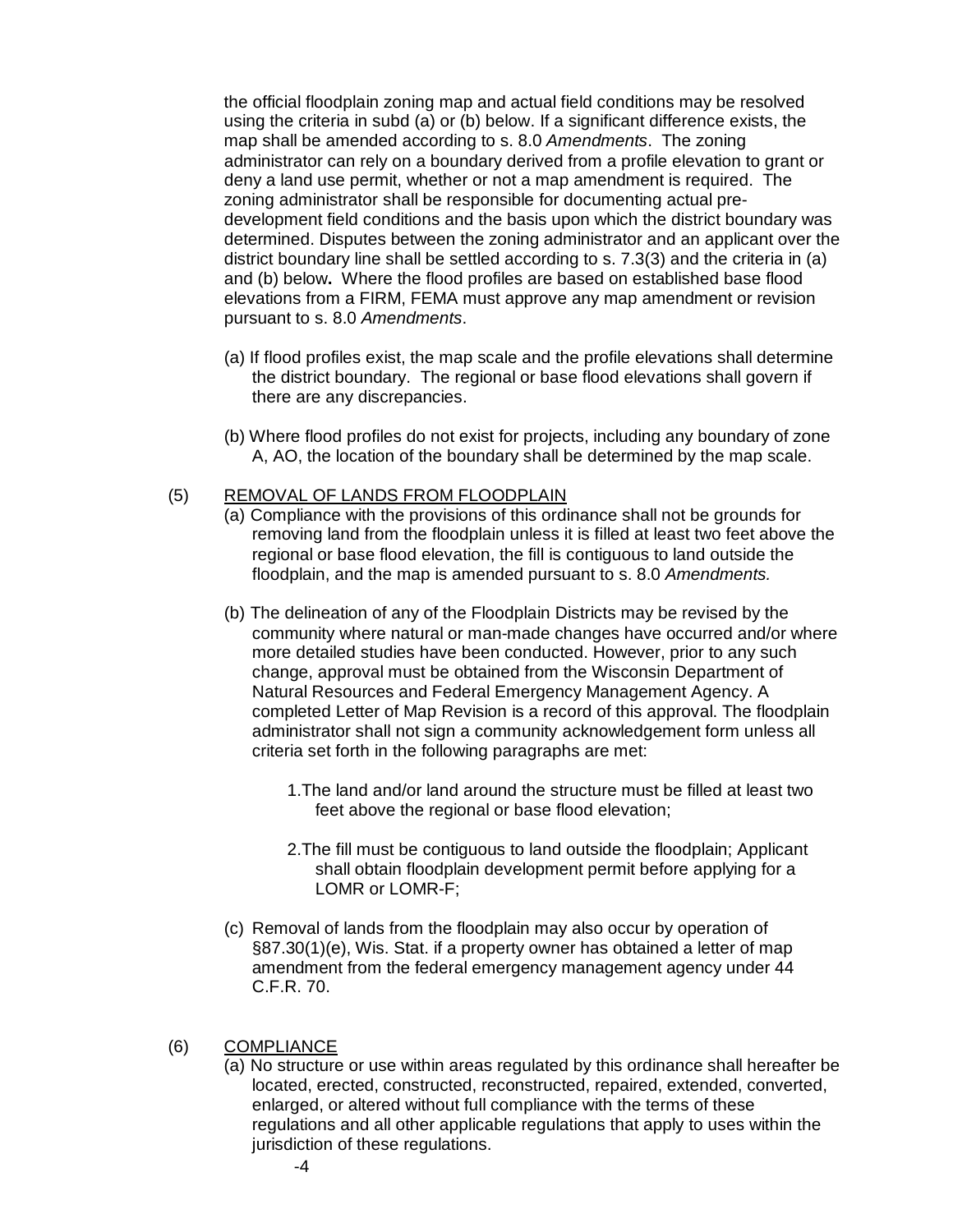the official floodplain zoning map and actual field conditions may be resolved using the criteria in subd (a) or (b) below. If a significant difference exists, the map shall be amended according to s. 8.0 *Amendments*. The zoning administrator can rely on a boundary derived from a profile elevation to grant or deny a land use permit, whether or not a map amendment is required. The zoning administrator shall be responsible for documenting actual pre-development field conditions and the basis upon which the district boundary was determined. Disputes between the zoning administrator and an applicant over the district boundary line shall be settled according to s. 7.3(3) and the criteria in (a) and (b) below**.** Where the flood profiles are based on established base flood elevations from a FIRM, FEMA must approve any map amendment or revision pursuant to s. 8.0 *Amendments*.

(a) If flood profiles exist, the map scale and the profile elevations shall determine the district boundary. The regional or base flood elevations shall govern if there are any discrepancies.

(b) Where flood profiles do not exist for projects, including any boundary of zone A, AO, the location of the boundary shall be determined by the map scale.

(5) REMOVAL OF LANDS FROM FLOODPLAIN

(a) Compliance with the provisions of this ordinance shall not be grounds for removing land from the floodplain unless it is filled at least two feet above the regional or base flood elevation, the fill is contiguous to land outside the floodplain, and the map is amended pursuant to s. 8.0 *Amendments.*

(b) The delineation of any of the Floodplain Districts may be revised by the community where natural or man-made changes have occurred and/or where more detailed studies have been conducted. However, prior to any such change, approval must be obtained from the Wisconsin Department of Natural Resources and Federal Emergency Management Agency. A completed Letter of Map Revision is a record of this approval. The floodplain administrator shall not sign a community acknowledgement form unless all criteria set forth in the following paragraphs are met:

1. The land and/or land around the structure must be filled at least two feet above the regional or base flood elevation;

2. The fill must be contiguous to land outside the floodplain; Applicant shall obtain floodplain development permit before applying for a LOMR or LOMR-F;

(c) Removal of lands from the floodplain may also occur by operation of §87.30(1)(e), Wis. Stat. if a property owner has obtained a letter of map amendment from the federal emergency management agency under 44 C.F.R. 70.

(6) COMPLIANCE

(a) No structure or use within areas regulated by this ordinance shall hereafter be located, erected, constructed, reconstructed, repaired, extended, converted, enlarged, or altered without full compliance with the terms of these regulations and all other applicable regulations that apply to uses within the jurisdiction of these regulations.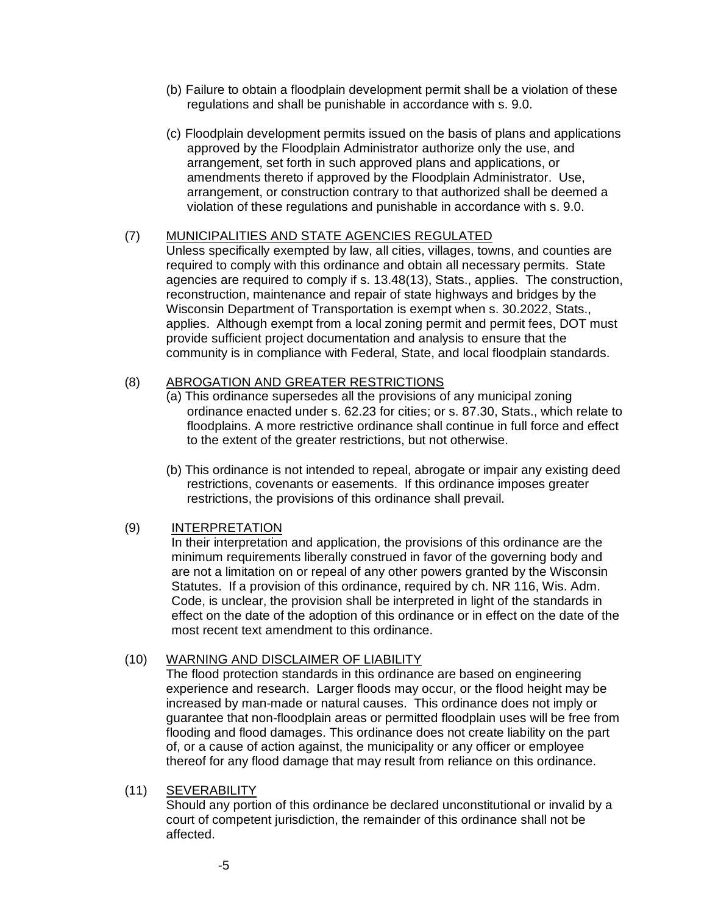(b) Failure to obtain a floodplain development permit shall be a violation of these regulations and shall be punishable in accordance with s. 9.0.

(c) Floodplain development permits issued on the basis of plans and applications approved by the Floodplain Administrator authorize only the use, and arrangement, set forth in such approved plans and applications, or amendments thereto if approved by the Floodplain Administrator. Use, arrangement, or construction contrary to that authorized shall be deemed a violation of these regulations and punishable in accordance with s. 9.0.

(7) MUNICIPALITIES AND STATE AGENCIES REGULATED

Unless specifically exempted by law, all cities, villages, towns, and counties are required to comply with this ordinance and obtain all necessary permits. State agencies are required to comply if s. 13.48(13), Stats., applies. The construction, reconstruction, maintenance and repair of state highways and bridges by the Wisconsin Department of Transportation is exempt when s. 30.2022, Stats., applies. Although exempt from a local zoning permit and permit fees, DOT must provide sufficient project documentation and analysis to ensure that the community is in compliance with Federal, State, and local floodplain standards.

(8) ABROGATION AND GREATER RESTRICTIONS

(a) This ordinance supersedes all the provisions of any municipal zoning ordinance enacted under s. 62.23 for cities; or s. 87.30, Stats., which relate to floodplains. A more restrictive ordinance shall continue in full force and effect to the extent of the greater restrictions, but not otherwise.

(b) This ordinance is not intended to repeal, abrogate or impair any existing deed restrictions, covenants or easements. If this ordinance imposes greater restrictions, the provisions of this ordinance shall prevail.

(9) INTERPRETATION

In their interpretation and application, the provisions of this ordinance are the minimum requirements liberally construed in favor of the governing body and are not a limitation on or repeal of any other powers granted by the Wisconsin Statutes. If a provision of this ordinance, required by ch. NR 116, Wis. Adm. Code, is unclear, the provision shall be interpreted in light of the standards in effect on the date of the adoption of this ordinance or in effect on the date of the most recent text amendment to this ordinance.

(10) WARNING AND DISCLAIMER OF LIABILITY

The flood protection standards in this ordinance are based on engineering experience and research. Larger floods may occur, or the flood height may be increased by man-made or natural causes. This ordinance does not imply or guarantee that non-floodplain areas or permitted floodplain uses will be free from flooding and flood damages. This ordinance does not create liability on the part of, or a cause of action against, the municipality or any officer or employee thereof for any flood damage that may result from reliance on this ordinance.

(11) SEVERABILITY

Should any portion of this ordinance be declared unconstitutional or invalid by a court of competent jurisdiction, the remainder of this ordinance shall not be affected.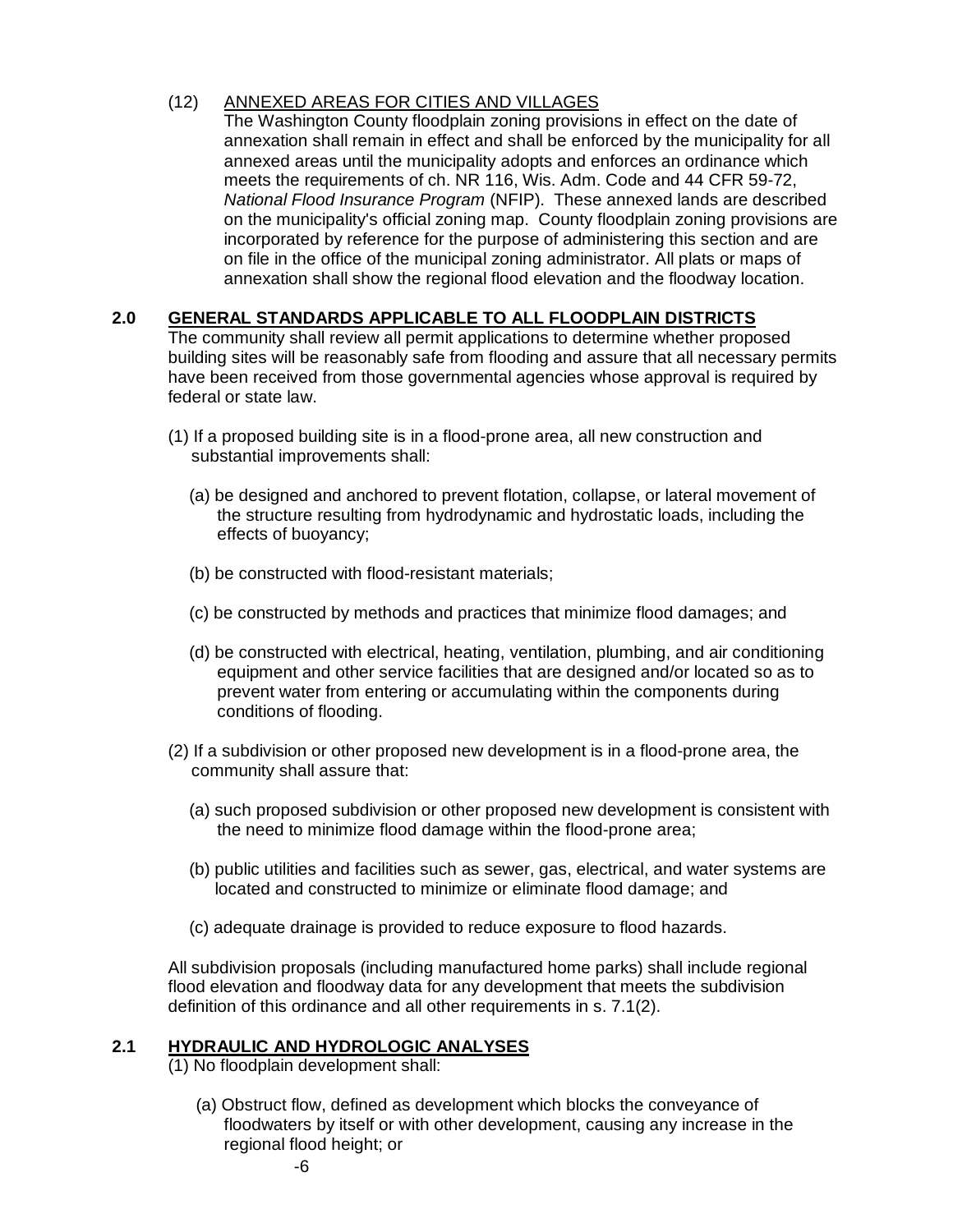(12) <u>ANNEXED AREAS FOR CITIES AND VILLAGES</u>
The Washington County floodplain zoning provisions in effect on the date of annexation shall remain in effect and shall be enforced by the municipality for all annexed areas until the municipality adopts and enforces an ordinance which meets the requirements of ch. NR 116, Wis. Adm. Code and 44 CFR 59-72, *National Flood Insurance Program* (NFIP). These annexed lands are described on the municipality's official zoning map. County floodplain zoning provisions are incorporated by reference for the purpose of administering this section and are on file in the office of the municipal zoning administrator. All plats or maps of annexation shall show the regional flood elevation and the floodway location.

## 2.0 GENERAL STANDARDS APPLICABLE TO ALL FLOODPLAIN DISTRICTS

The community shall review all permit applications to determine whether proposed building sites will be reasonably safe from flooding and assure that all necessary permits have been received from those governmental agencies whose approval is required by federal or state law.

(1) If a proposed building site is in a flood-prone area, all new construction and substantial improvements shall:

(a) be designed and anchored to prevent flotation, collapse, or lateral movement of the structure resulting from hydrodynamic and hydrostatic loads, including the effects of buoyancy;

(b) be constructed with flood-resistant materials;

(c) be constructed by methods and practices that minimize flood damages; and

(d) be constructed with electrical, heating, ventilation, plumbing, and air conditioning equipment and other service facilities that are designed and/or located so as to prevent water from entering or accumulating within the components during conditions of flooding.

(2) If a subdivision or other proposed new development is in a flood-prone area, the community shall assure that:

(a) such proposed subdivision or other proposed new development is consistent with the need to minimize flood damage within the flood-prone area;

(b) public utilities and facilities such as sewer, gas, electrical, and water systems are located and constructed to minimize or eliminate flood damage; and

(c) adequate drainage is provided to reduce exposure to flood hazards.

All subdivision proposals (including manufactured home parks) shall include regional flood elevation and floodway data for any development that meets the subdivision definition of this ordinance and all other requirements in s. 7.1(2).

## 2.1 HYDRAULIC AND HYDROLOGIC ANALYSES

(1) No floodplain development shall:

(a) Obstruct flow, defined as development which blocks the conveyance of floodwaters by itself or with other development, causing any increase in the regional flood height; or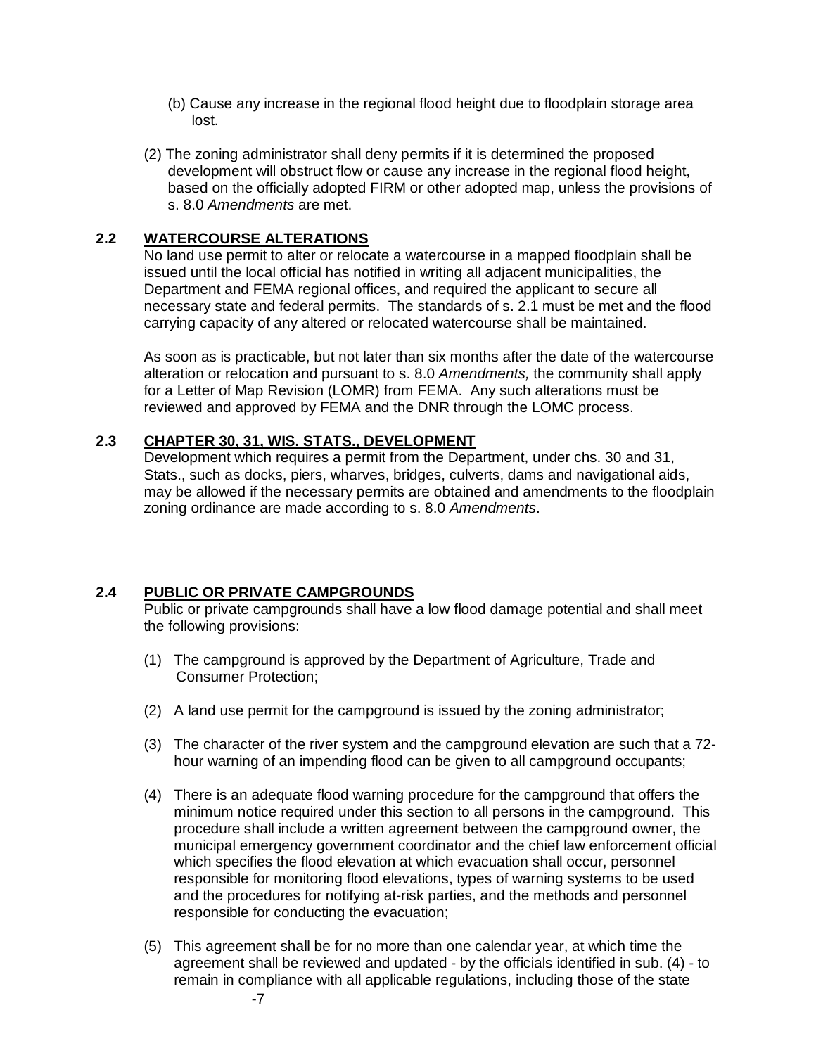(b) Cause any increase in the regional flood height due to floodplain storage area lost.

(2) The zoning administrator shall deny permits if it is determined the proposed development will obstruct flow or cause any increase in the regional flood height, based on the officially adopted FIRM or other adopted map, unless the provisions of s. 8.0 *Amendments* are met.

## 2.2 WATERCOURSE ALTERATIONS

No land use permit to alter or relocate a watercourse in a mapped floodplain shall be issued until the local official has notified in writing all adjacent municipalities, the Department and FEMA regional offices, and required the applicant to secure all necessary state and federal permits. The standards of s. 2.1 must be met and the flood carrying capacity of any altered or relocated watercourse shall be maintained.

As soon as is practicable, but not later than six months after the date of the watercourse alteration or relocation and pursuant to s. 8.0 *Amendments,* the community shall apply for a Letter of Map Revision (LOMR) from FEMA. Any such alterations must be reviewed and approved by FEMA and the DNR through the LOMC process.

## 2.3 CHAPTER 30, 31, WIS. STATS., DEVELOPMENT

Development which requires a permit from the Department, under chs. 30 and 31, Stats., such as docks, piers, wharves, bridges, culverts, dams and navigational aids, may be allowed if the necessary permits are obtained and amendments to the floodplain zoning ordinance are made according to s. 8.0 *Amendments*.

## 2.4 PUBLIC OR PRIVATE CAMPGROUNDS

Public or private campgrounds shall have a low flood damage potential and shall meet the following provisions:

(1) The campground is approved by the Department of Agriculture, Trade and Consumer Protection;

(2) A land use permit for the campground is issued by the zoning administrator;

(3) The character of the river system and the campground elevation are such that a 72-hour warning of an impending flood can be given to all campground occupants;

(4) There is an adequate flood warning procedure for the campground that offers the minimum notice required under this section to all persons in the campground. This procedure shall include a written agreement between the campground owner, the municipal emergency government coordinator and the chief law enforcement official which specifies the flood elevation at which evacuation shall occur, personnel responsible for monitoring flood elevations, types of warning systems to be used and the procedures for notifying at-risk parties, and the methods and personnel responsible for conducting the evacuation;

(5) This agreement shall be for no more than one calendar year, at which time the agreement shall be reviewed and updated - by the officials identified in sub. (4) - to remain in compliance with all applicable regulations, including those of the state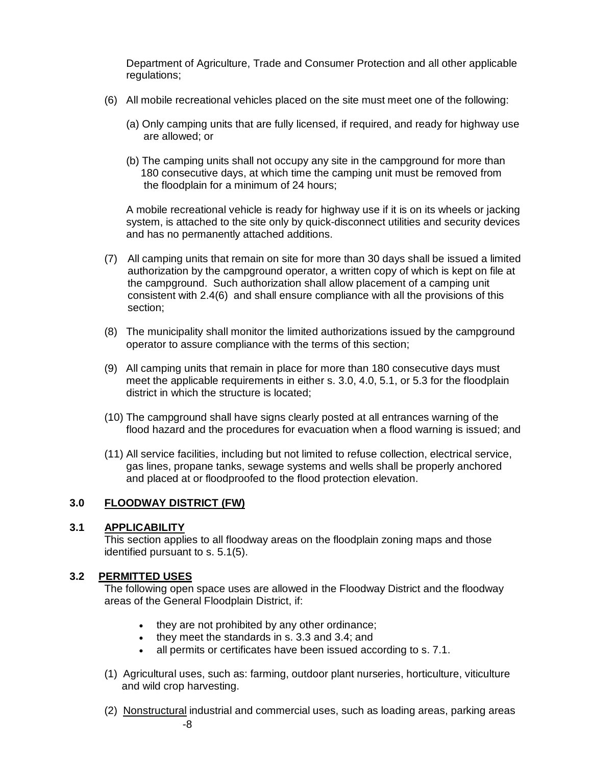Department of Agriculture, Trade and Consumer Protection and all other applicable regulations;

(6) All mobile recreational vehicles placed on the site must meet one of the following:

(a) Only camping units that are fully licensed, if required, and ready for highway use are allowed; or

(b) The camping units shall not occupy any site in the campground for more than 180 consecutive days, at which time the camping unit must be removed from the floodplain for a minimum of 24 hours;

A mobile recreational vehicle is ready for highway use if it is on its wheels or jacking system, is attached to the site only by quick-disconnect utilities and security devices and has no permanently attached additions.

(7) All camping units that remain on site for more than 30 days shall be issued a limited authorization by the campground operator, a written copy of which is kept on file at the campground. Such authorization shall allow placement of a camping unit consistent with 2.4(6) and shall ensure compliance with all the provisions of this section;

(8) The municipality shall monitor the limited authorizations issued by the campground operator to assure compliance with the terms of this section;

(9) All camping units that remain in place for more than 180 consecutive days must meet the applicable requirements in either s. 3.0, 4.0, 5.1, or 5.3 for the floodplain district in which the structure is located;

(10) The campground shall have signs clearly posted at all entrances warning of the flood hazard and the procedures for evacuation when a flood warning is issued; and

(11) All service facilities, including but not limited to refuse collection, electrical service, gas lines, propane tanks, sewage systems and wells shall be properly anchored and placed at or floodproofed to the flood protection elevation.

## 3.0 FLOODWAY DISTRICT (FW)

### 3.1 APPLICABILITY

This section applies to all floodway areas on the floodplain zoning maps and those identified pursuant to s. 5.1(5).

### 3.2 PERMITTED USES

The following open space uses are allowed in the Floodway District and the floodway areas of the General Floodplain District, if:

- they are not prohibited by any other ordinance;
- they meet the standards in s. 3.3 and 3.4; and
- all permits or certificates have been issued according to s. 7.1.

(1) Agricultural uses, such as: farming, outdoor plant nurseries, horticulture, viticulture and wild crop harvesting.

(2) Nonstructural industrial and commercial uses, such as loading areas, parking areas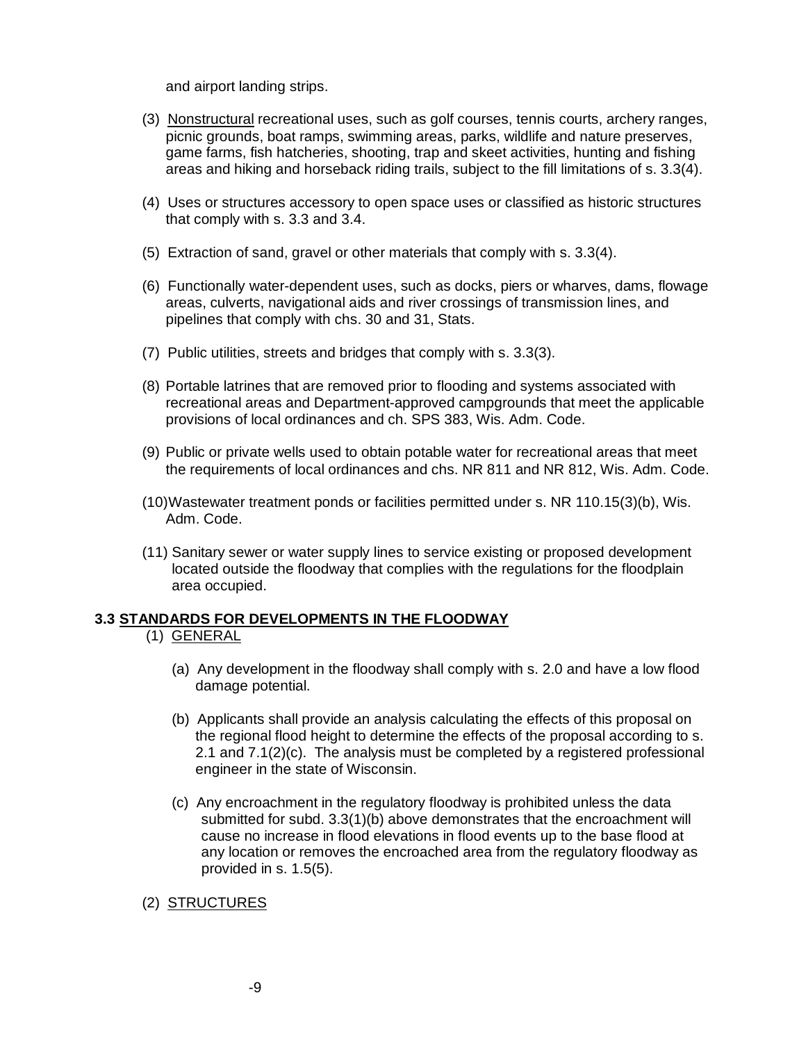and airport landing strips.

(3) <u>Nonstructural</u> recreational uses, such as golf courses, tennis courts, archery ranges, picnic grounds, boat ramps, swimming areas, parks, wildlife and nature preserves, game farms, fish hatcheries, shooting, trap and skeet activities, hunting and fishing areas and hiking and horseback riding trails, subject to the fill limitations of s. 3.3(4).

(4) Uses or structures accessory to open space uses or classified as historic structures that comply with s. 3.3 and 3.4.

(5) Extraction of sand, gravel or other materials that comply with s. 3.3(4).

(6) Functionally water-dependent uses, such as docks, piers or wharves, dams, flowage areas, culverts, navigational aids and river crossings of transmission lines, and pipelines that comply with chs. 30 and 31, Stats.

(7) Public utilities, streets and bridges that comply with s. 3.3(3).

(8) Portable latrines that are removed prior to flooding and systems associated with recreational areas and Department-approved campgrounds that meet the applicable provisions of local ordinances and ch. SPS 383, Wis. Adm. Code.

(9) Public or private wells used to obtain potable water for recreational areas that meet the requirements of local ordinances and chs. NR 811 and NR 812, Wis. Adm. Code.

(10) Wastewater treatment ponds or facilities permitted under s. NR 110.15(3)(b), Wis. Adm. Code.

(11) Sanitary sewer or water supply lines to service existing or proposed development located outside the floodway that complies with the regulations for the floodplain area occupied.

## 3.3 STANDARDS FOR DEVELOPMENTS IN THE FLOODWAY

(1) <u>GENERAL</u>

(a) Any development in the floodway shall comply with s. 2.0 and have a low flood damage potential.

(b) Applicants shall provide an analysis calculating the effects of this proposal on the regional flood height to determine the effects of the proposal according to s. 2.1 and 7.1(2)(c). The analysis must be completed by a registered professional engineer in the state of Wisconsin.

(c) Any encroachment in the regulatory floodway is prohibited unless the data submitted for subd. 3.3(1)(b) above demonstrates that the encroachment will cause no increase in flood elevations in flood events up to the base flood at any location or removes the encroached area from the regulatory floodway as provided in s. 1.5(5).

(2) <u>STRUCTURES</u>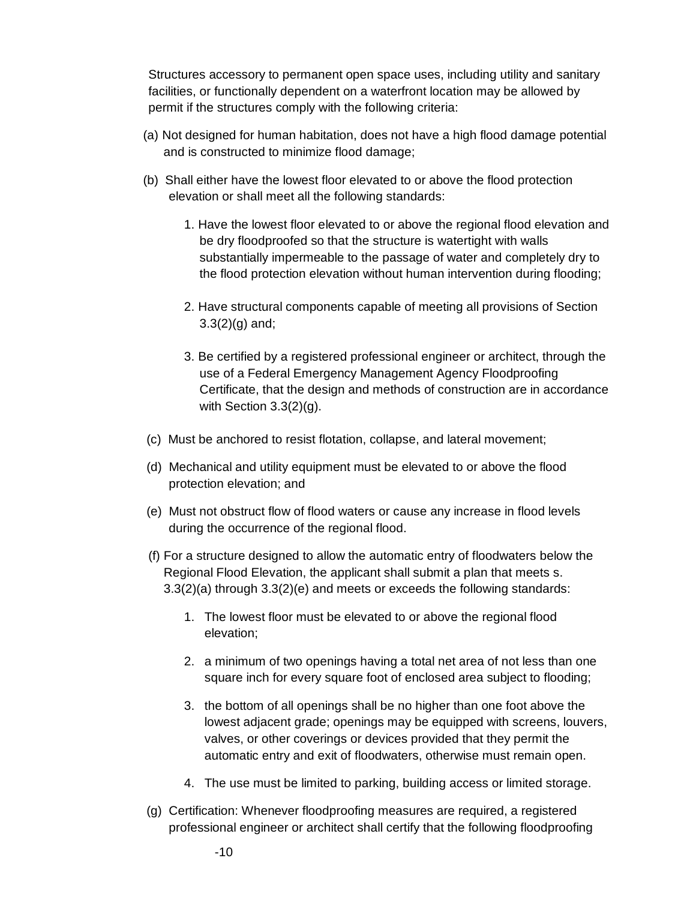Structures accessory to permanent open space uses, including utility and sanitary facilities, or functionally dependent on a waterfront location may be allowed by permit if the structures comply with the following criteria:

(a) Not designed for human habitation, does not have a high flood damage potential and is constructed to minimize flood damage;

(b) Shall either have the lowest floor elevated to or above the flood protection elevation or shall meet all the following standards:

1. Have the lowest floor elevated to or above the regional flood elevation and be dry floodproofed so that the structure is watertight with walls substantially impermeable to the passage of water and completely dry to the flood protection elevation without human intervention during flooding;

2. Have structural components capable of meeting all provisions of Section 3.3(2)(g) and;

3. Be certified by a registered professional engineer or architect, through the use of a Federal Emergency Management Agency Floodproofing Certificate, that the design and methods of construction are in accordance with Section 3.3(2)(g).

(c) Must be anchored to resist flotation, collapse, and lateral movement;

(d) Mechanical and utility equipment must be elevated to or above the flood protection elevation; and

(e) Must not obstruct flow of flood waters or cause any increase in flood levels during the occurrence of the regional flood.

(f) For a structure designed to allow the automatic entry of floodwaters below the Regional Flood Elevation, the applicant shall submit a plan that meets s. 3.3(2)(a) through 3.3(2)(e) and meets or exceeds the following standards:

1. The lowest floor must be elevated to or above the regional flood elevation;

2. a minimum of two openings having a total net area of not less than one square inch for every square foot of enclosed area subject to flooding;

3. the bottom of all openings shall be no higher than one foot above the lowest adjacent grade; openings may be equipped with screens, louvers, valves, or other coverings or devices provided that they permit the automatic entry and exit of floodwaters, otherwise must remain open.

4. The use must be limited to parking, building access or limited storage.

(g) Certification: Whenever floodproofing measures are required, a registered professional engineer or architect shall certify that the following floodproofing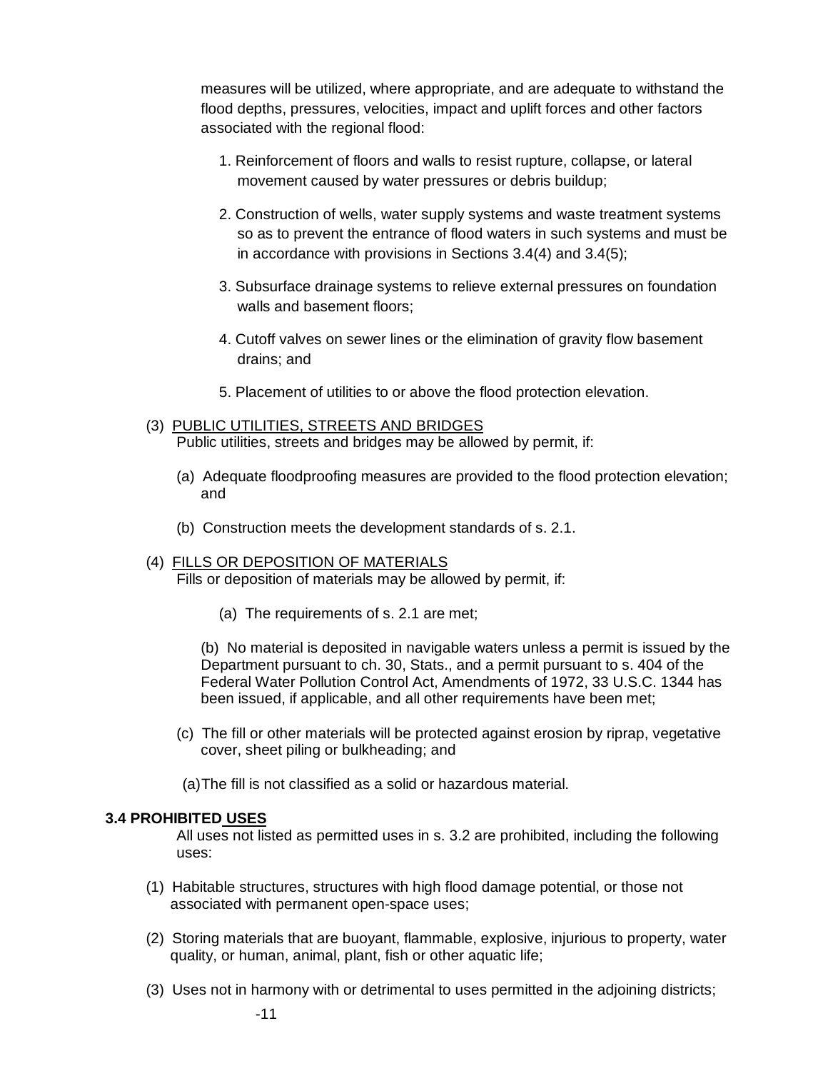measures will be utilized, where appropriate, and are adequate to withstand the flood depths, pressures, velocities, impact and uplift forces and other factors associated with the regional flood:

1. Reinforcement of floors and walls to resist rupture, collapse, or lateral movement caused by water pressures or debris buildup;

2. Construction of wells, water supply systems and waste treatment systems so as to prevent the entrance of flood waters in such systems and must be in accordance with provisions in Sections 3.4(4) and 3.4(5);

3. Subsurface drainage systems to relieve external pressures on foundation walls and basement floors;

4. Cutoff valves on sewer lines or the elimination of gravity flow basement drains; and

5. Placement of utilities to or above the flood protection elevation.

(3) PUBLIC UTILITIES, STREETS AND BRIDGES
Public utilities, streets and bridges may be allowed by permit, if:

(a) Adequate floodproofing measures are provided to the flood protection elevation; and

(b) Construction meets the development standards of s. 2.1.

(4) FILLS OR DEPOSITION OF MATERIALS
Fills or deposition of materials may be allowed by permit, if:

(a) The requirements of s. 2.1 are met;

(b) No material is deposited in navigable waters unless a permit is issued by the Department pursuant to ch. 30, Stats., and a permit pursuant to s. 404 of the Federal Water Pollution Control Act, Amendments of 1972, 33 U.S.C. 1344 has been issued, if applicable, and all other requirements have been met;

(c) The fill or other materials will be protected against erosion by riprap, vegetative cover, sheet piling or bulkheading; and

(a) The fill is not classified as a solid or hazardous material.

**3.4 PROHIBITED USES**

All uses not listed as permitted uses in s. 3.2 are prohibited, including the following uses:

(1) Habitable structures, structures with high flood damage potential, or those not associated with permanent open-space uses;

(2) Storing materials that are buoyant, flammable, explosive, injurious to property, water quality, or human, animal, plant, fish or other aquatic life;

(3) Uses not in harmony with or detrimental to uses permitted in the adjoining districts;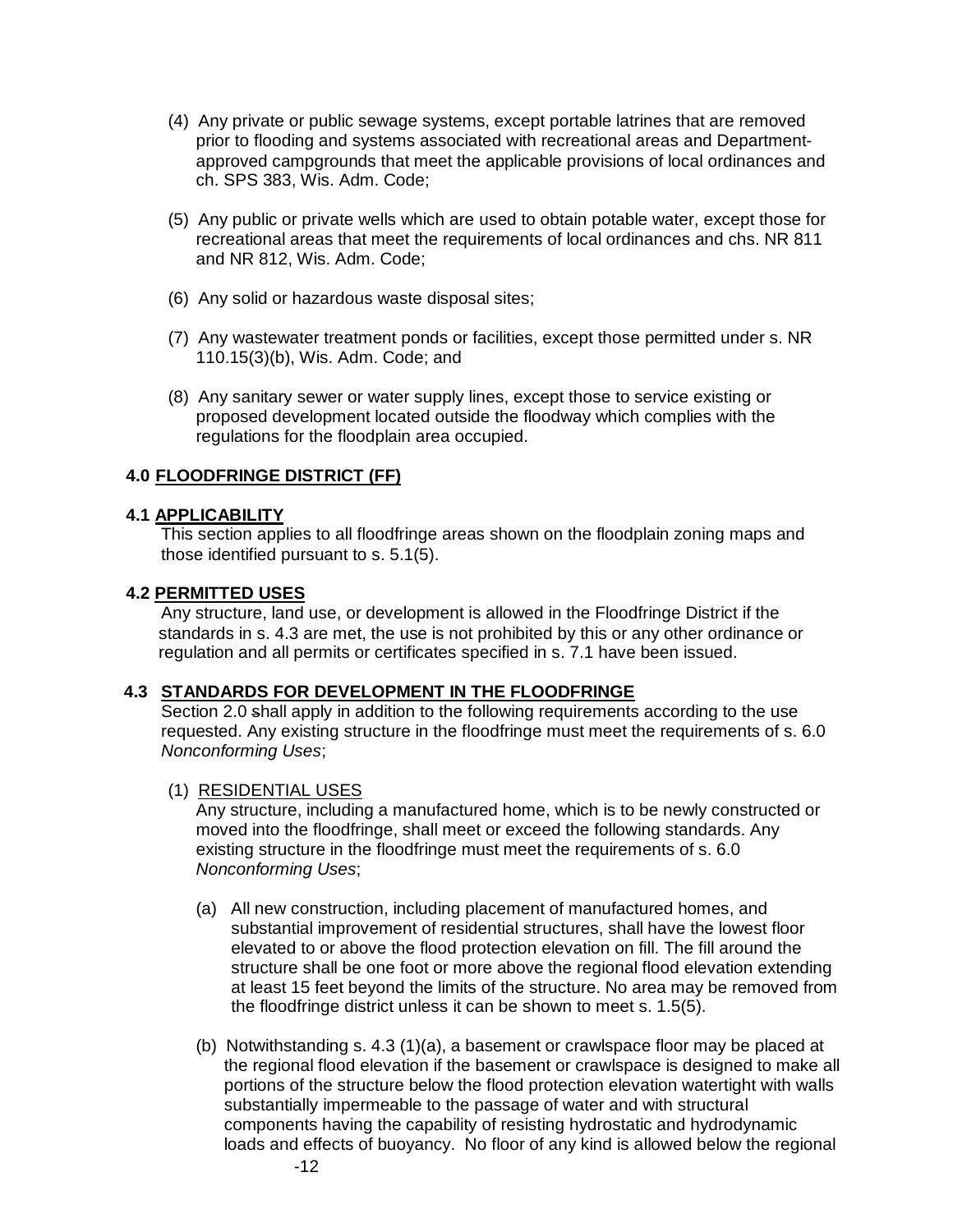(4) Any private or public sewage systems, except portable latrines that are removed prior to flooding and systems associated with recreational areas and Department-approved campgrounds that meet the applicable provisions of local ordinances and ch. SPS 383, Wis. Adm. Code;

(5) Any public or private wells which are used to obtain potable water, except those for recreational areas that meet the requirements of local ordinances and chs. NR 811 and NR 812, Wis. Adm. Code;

(6) Any solid or hazardous waste disposal sites;

(7) Any wastewater treatment ponds or facilities, except those permitted under s. NR 110.15(3)(b), Wis. Adm. Code; and

(8) Any sanitary sewer or water supply lines, except those to service existing or proposed development located outside the floodway which complies with the regulations for the floodplain area occupied.

## 4.0 FLOODFRINGE DISTRICT (FF)

### 4.1 APPLICABILITY

This section applies to all floodfringe areas shown on the floodplain zoning maps and those identified pursuant to s. 5.1(5).

### 4.2 PERMITTED USES

Any structure, land use, or development is allowed in the Floodfringe District if the standards in s. 4.3 are met, the use is not prohibited by this or any other ordinance or regulation and all permits or certificates specified in s. 7.1 have been issued.

### 4.3 STANDARDS FOR DEVELOPMENT IN THE FLOODFRINGE

Section 2.0 shall apply in addition to the following requirements according to the use requested. Any existing structure in the floodfringe must meet the requirements of s. 6.0 *Nonconforming Uses*;

(1) RESIDENTIAL USES

Any structure, including a manufactured home, which is to be newly constructed or moved into the floodfringe, shall meet or exceed the following standards. Any existing structure in the floodfringe must meet the requirements of s. 6.0 *Nonconforming Uses*;

(a) All new construction, including placement of manufactured homes, and substantial improvement of residential structures, shall have the lowest floor elevated to or above the flood protection elevation on fill. The fill around the structure shall be one foot or more above the regional flood elevation extending at least 15 feet beyond the limits of the structure. No area may be removed from the floodfringe district unless it can be shown to meet s. 1.5(5).

(b) Notwithstanding s. 4.3 (1)(a), a basement or crawlspace floor may be placed at the regional flood elevation if the basement or crawlspace is designed to make all portions of the structure below the flood protection elevation watertight with walls substantially impermeable to the passage of water and with structural components having the capability of resisting hydrostatic and hydrodynamic loads and effects of buoyancy. No floor of any kind is allowed below the regional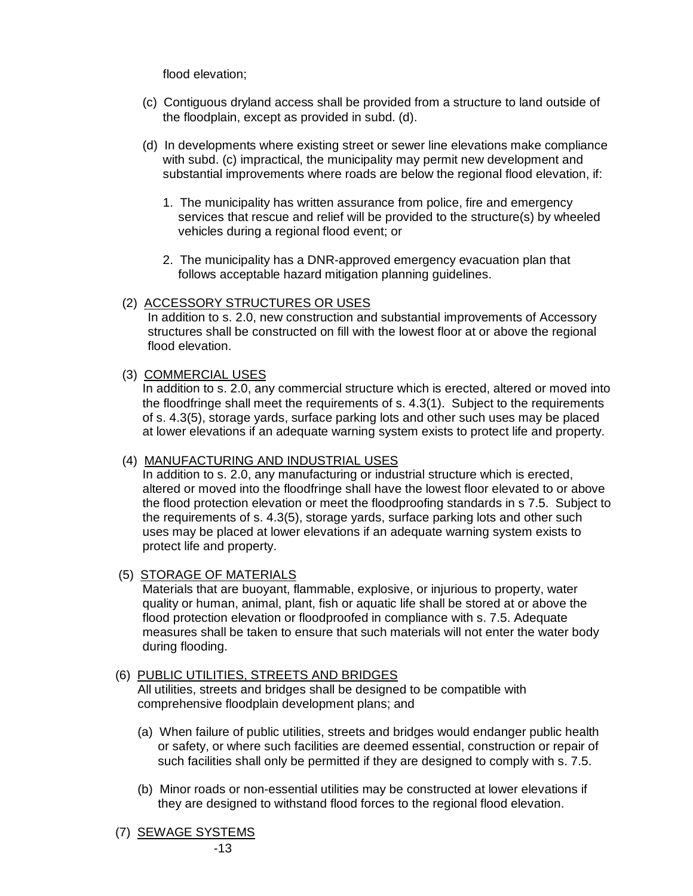flood elevation;

(c) Contiguous dryland access shall be provided from a structure to land outside of the floodplain, except as provided in subd. (d).

(d) In developments where existing street or sewer line elevations make compliance with subd. (c) impractical, the municipality may permit new development and substantial improvements where roads are below the regional flood elevation, if:

1. The municipality has written assurance from police, fire and emergency services that rescue and relief will be provided to the structure(s) by wheeled vehicles during a regional flood event; or

2. The municipality has a DNR-approved emergency evacuation plan that follows acceptable hazard mitigation planning guidelines.

(2) ACCESSORY STRUCTURES OR USES

In addition to s. 2.0, new construction and substantial improvements of Accessory structures shall be constructed on fill with the lowest floor at or above the regional flood elevation.

(3) COMMERCIAL USES

In addition to s. 2.0, any commercial structure which is erected, altered or moved into the floodfringe shall meet the requirements of s. 4.3(1). Subject to the requirements of s. 4.3(5), storage yards, surface parking lots and other such uses may be placed at lower elevations if an adequate warning system exists to protect life and property.

(4) MANUFACTURING AND INDUSTRIAL USES

In addition to s. 2.0, any manufacturing or industrial structure which is erected, altered or moved into the floodfringe shall have the lowest floor elevated to or above the flood protection elevation or meet the floodproofing standards in s 7.5. Subject to the requirements of s. 4.3(5), storage yards, surface parking lots and other such uses may be placed at lower elevations if an adequate warning system exists to protect life and property.

(5) STORAGE OF MATERIALS

Materials that are buoyant, flammable, explosive, or injurious to property, water quality or human, animal, plant, fish or aquatic life shall be stored at or above the flood protection elevation or floodproofed in compliance with s. 7.5. Adequate measures shall be taken to ensure that such materials will not enter the water body during flooding.

(6) PUBLIC UTILITIES, STREETS AND BRIDGES

All utilities, streets and bridges shall be designed to be compatible with comprehensive floodplain development plans; and

(a) When failure of public utilities, streets and bridges would endanger public health or safety, or where such facilities are deemed essential, construction or repair of such facilities shall only be permitted if they are designed to comply with s. 7.5.

(b) Minor roads or non-essential utilities may be constructed at lower elevations if they are designed to withstand flood forces to the regional flood elevation.

(7) SEWAGE SYSTEMS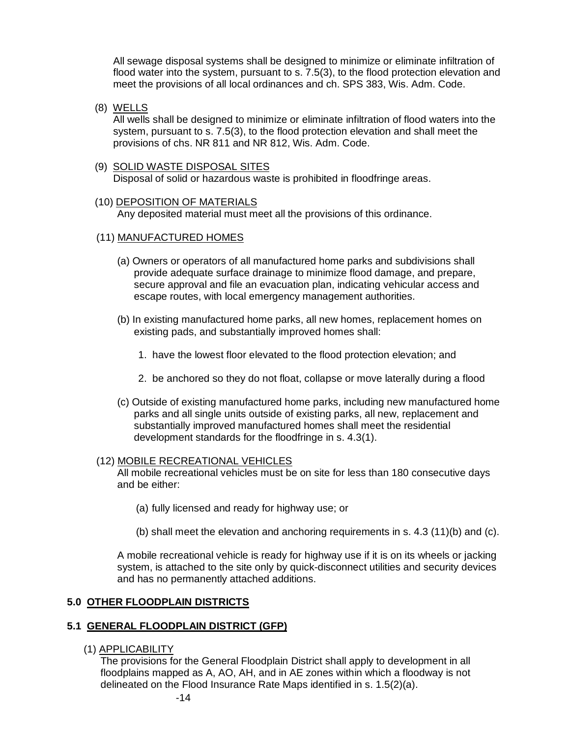All sewage disposal systems shall be designed to minimize or eliminate infiltration of flood water into the system, pursuant to s. 7.5(3), to the flood protection elevation and meet the provisions of all local ordinances and ch. SPS 383, Wis. Adm. Code.

(8) WELLS

All wells shall be designed to minimize or eliminate infiltration of flood waters into the system, pursuant to s. 7.5(3), to the flood protection elevation and shall meet the provisions of chs. NR 811 and NR 812, Wis. Adm. Code.

(9) SOLID WASTE DISPOSAL SITES

Disposal of solid or hazardous waste is prohibited in floodfringe areas.

(10) DEPOSITION OF MATERIALS

Any deposited material must meet all the provisions of this ordinance.

(11) MANUFACTURED HOMES

(a) Owners or operators of all manufactured home parks and subdivisions shall provide adequate surface drainage to minimize flood damage, and prepare, secure approval and file an evacuation plan, indicating vehicular access and escape routes, with local emergency management authorities.

(b) In existing manufactured home parks, all new homes, replacement homes on existing pads, and substantially improved homes shall:

1. have the lowest floor elevated to the flood protection elevation; and

2. be anchored so they do not float, collapse or move laterally during a flood

(c) Outside of existing manufactured home parks, including new manufactured home parks and all single units outside of existing parks, all new, replacement and substantially improved manufactured homes shall meet the residential development standards for the floodfringe in s. 4.3(1).

(12) MOBILE RECREATIONAL VEHICLES

All mobile recreational vehicles must be on site for less than 180 consecutive days and be either:

(a) fully licensed and ready for highway use; or

(b) shall meet the elevation and anchoring requirements in s. 4.3 (11)(b) and (c).

A mobile recreational vehicle is ready for highway use if it is on its wheels or jacking system, is attached to the site only by quick-disconnect utilities and security devices and has no permanently attached additions.

## 5.0 OTHER FLOODPLAIN DISTRICTS

### 5.1 GENERAL FLOODPLAIN DISTRICT (GFP)

(1) APPLICABILITY

The provisions for the General Floodplain District shall apply to development in all floodplains mapped as A, AO, AH, and in AE zones within which a floodway is not delineated on the Flood Insurance Rate Maps identified in s. 1.5(2)(a).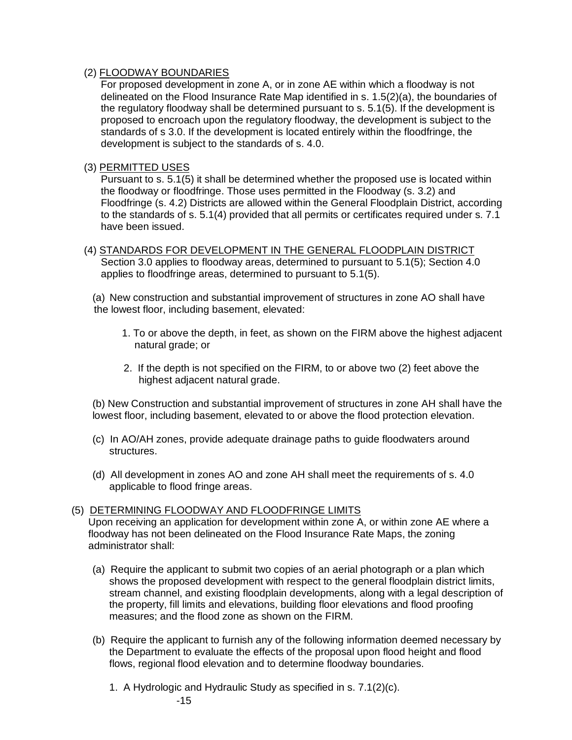(2) <u>FLOODWAY BOUNDARIES</u>

For proposed development in zone A, or in zone AE within which a floodway is not delineated on the Flood Insurance Rate Map identified in s. 1.5(2)(a), the boundaries of the regulatory floodway shall be determined pursuant to s. 5.1(5). If the development is proposed to encroach upon the regulatory floodway, the development is subject to the standards of s 3.0. If the development is located entirely within the floodfringe, the development is subject to the standards of s. 4.0.

(3) <u>PERMITTED USES</u>

Pursuant to s. 5.1(5) it shall be determined whether the proposed use is located within the floodway or floodfringe. Those uses permitted in the Floodway (s. 3.2) and Floodfringe (s. 4.2) Districts are allowed within the General Floodplain District, according to the standards of s. 5.1(4) provided that all permits or certificates required under s. 7.1 have been issued.

(4) <u>STANDARDS FOR DEVELOPMENT IN THE GENERAL FLOODPLAIN DISTRICT</u>

Section 3.0 applies to floodway areas, determined to pursuant to 5.1(5); Section 4.0 applies to floodfringe areas, determined to pursuant to 5.1(5).

(a) New construction and substantial improvement of structures in zone AO shall have the lowest floor, including basement, elevated:

1. To or above the depth, in feet, as shown on the FIRM above the highest adjacent natural grade; or

2. If the depth is not specified on the FIRM, to or above two (2) feet above the highest adjacent natural grade.

(b) New Construction and substantial improvement of structures in zone AH shall have the lowest floor, including basement, elevated to or above the flood protection elevation.

(c) In AO/AH zones, provide adequate drainage paths to guide floodwaters around structures.

(d) All development in zones AO and zone AH shall meet the requirements of s. 4.0 applicable to flood fringe areas.

(5) <u>DETERMINING FLOODWAY AND FLOODFRINGE LIMITS</u>

Upon receiving an application for development within zone A, or within zone AE where a floodway has not been delineated on the Flood Insurance Rate Maps, the zoning administrator shall:

(a) Require the applicant to submit two copies of an aerial photograph or a plan which shows the proposed development with respect to the general floodplain district limits, stream channel, and existing floodplain developments, along with a legal description of the property, fill limits and elevations, building floor elevations and flood proofing measures; and the flood zone as shown on the FIRM.

(b) Require the applicant to furnish any of the following information deemed necessary by the Department to evaluate the effects of the proposal upon flood height and flood flows, regional flood elevation and to determine floodway boundaries.

1. A Hydrologic and Hydraulic Study as specified in s. 7.1(2)(c).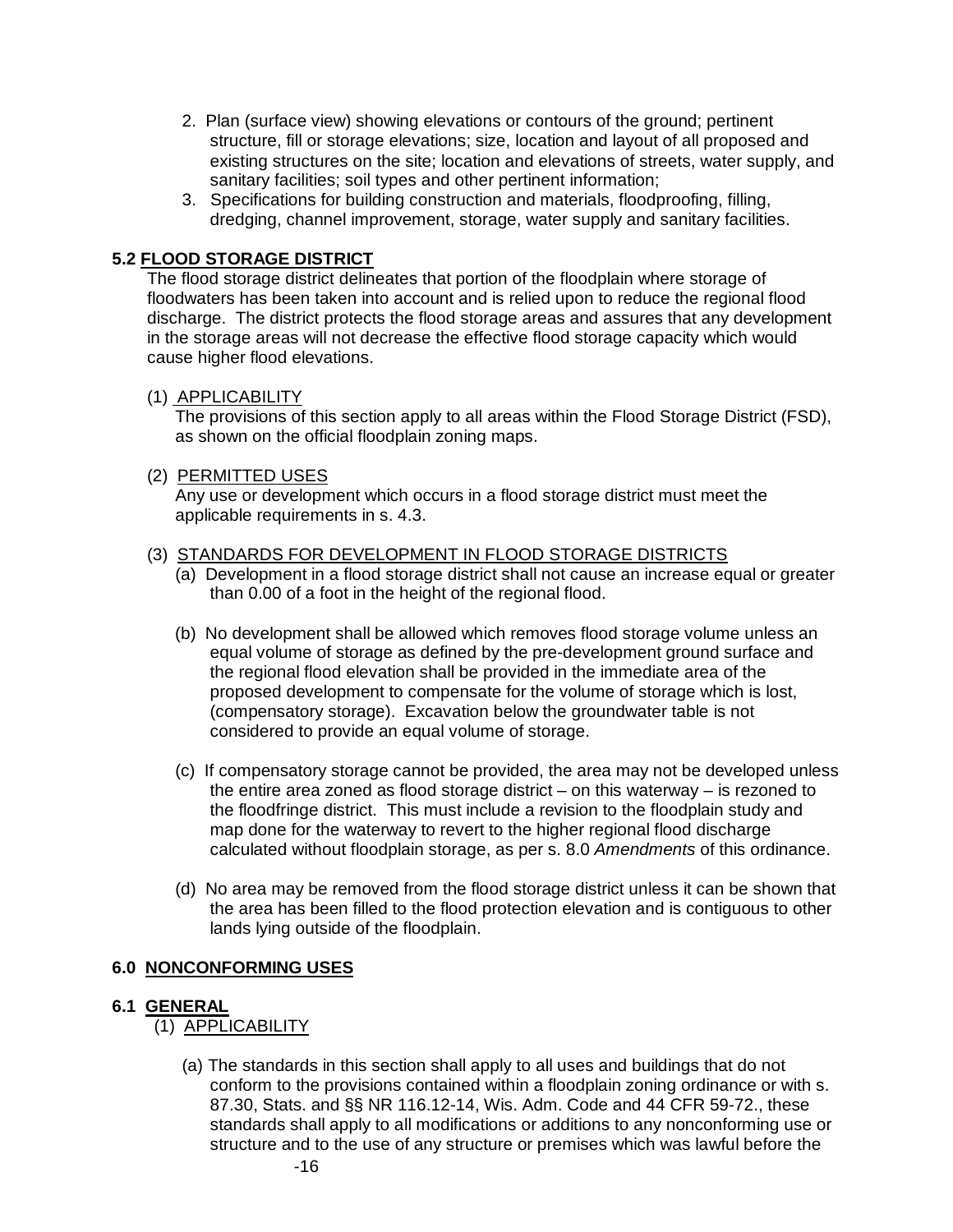2. Plan (surface view) showing elevations or contours of the ground; pertinent structure, fill or storage elevations; size, location and layout of all proposed and existing structures on the site; location and elevations of streets, water supply, and sanitary facilities; soil types and other pertinent information;
3. Specifications for building construction and materials, floodproofing, filling, dredging, channel improvement, storage, water supply and sanitary facilities.

## 5.2 FLOOD STORAGE DISTRICT

The flood storage district delineates that portion of the floodplain where storage of floodwaters has been taken into account and is relied upon to reduce the regional flood discharge. The district protects the flood storage areas and assures that any development in the storage areas will not decrease the effective flood storage capacity which would cause higher flood elevations.

(1) APPLICABILITY

The provisions of this section apply to all areas within the Flood Storage District (FSD), as shown on the official floodplain zoning maps.

(2) PERMITTED USES

Any use or development which occurs in a flood storage district must meet the applicable requirements in s. 4.3.

(3) STANDARDS FOR DEVELOPMENT IN FLOOD STORAGE DISTRICTS

(a) Development in a flood storage district shall not cause an increase equal or greater than 0.00 of a foot in the height of the regional flood.

(b) No development shall be allowed which removes flood storage volume unless an equal volume of storage as defined by the pre-development ground surface and the regional flood elevation shall be provided in the immediate area of the proposed development to compensate for the volume of storage which is lost, (compensatory storage). Excavation below the groundwater table is not considered to provide an equal volume of storage.

(c) If compensatory storage cannot be provided, the area may not be developed unless the entire area zoned as flood storage district – on this waterway – is rezoned to the floodfringe district. This must include a revision to the floodplain study and map done for the waterway to revert to the higher regional flood discharge calculated without floodplain storage, as per s. 8.0 *Amendments* of this ordinance.

(d) No area may be removed from the flood storage district unless it can be shown that the area has been filled to the flood protection elevation and is contiguous to other lands lying outside of the floodplain.

# 6.0 NONCONFORMING USES

## 6.1 GENERAL

(1) APPLICABILITY

(a) The standards in this section shall apply to all uses and buildings that do not conform to the provisions contained within a floodplain zoning ordinance or with s. 87.30, Stats. and §§ NR 116.12-14, Wis. Adm. Code and 44 CFR 59-72., these standards shall apply to all modifications or additions to any nonconforming use or structure and to the use of any structure or premises which was lawful before the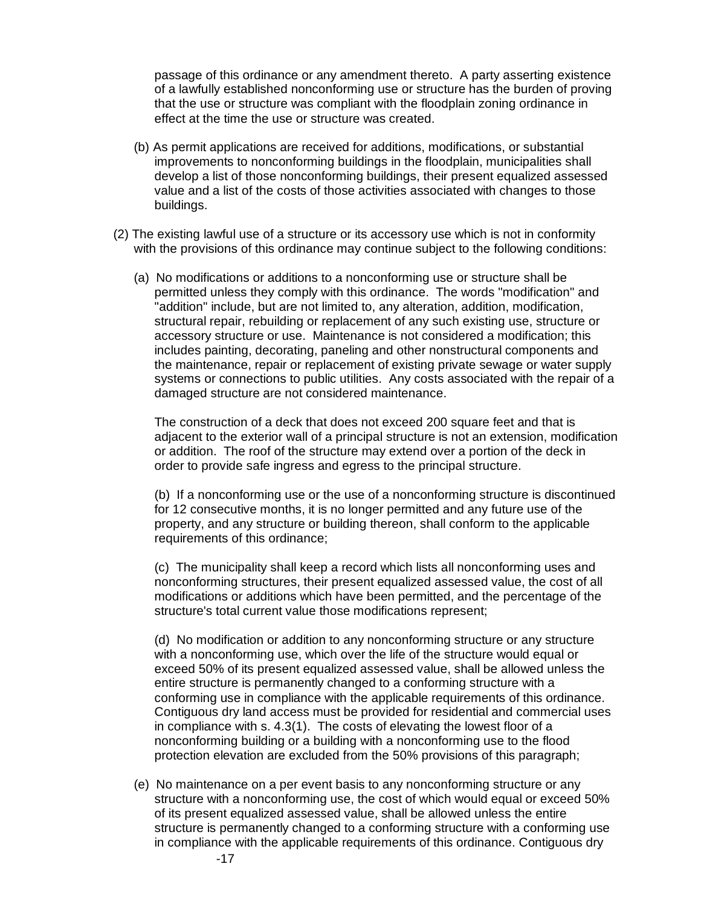passage of this ordinance or any amendment thereto. A party asserting existence of a lawfully established nonconforming use or structure has the burden of proving that the use or structure was compliant with the floodplain zoning ordinance in effect at the time the use or structure was created.

(b) As permit applications are received for additions, modifications, or substantial improvements to nonconforming buildings in the floodplain, municipalities shall develop a list of those nonconforming buildings, their present equalized assessed value and a list of the costs of those activities associated with changes to those buildings.

(2) The existing lawful use of a structure or its accessory use which is not in conformity with the provisions of this ordinance may continue subject to the following conditions:

(a) No modifications or additions to a nonconforming use or structure shall be permitted unless they comply with this ordinance. The words "modification" and "addition" include, but are not limited to, any alteration, addition, modification, structural repair, rebuilding or replacement of any such existing use, structure or accessory structure or use. Maintenance is not considered a modification; this includes painting, decorating, paneling and other nonstructural components and the maintenance, repair or replacement of existing private sewage or water supply systems or connections to public utilities. Any costs associated with the repair of a damaged structure are not considered maintenance.

The construction of a deck that does not exceed 200 square feet and that is adjacent to the exterior wall of a principal structure is not an extension, modification or addition. The roof of the structure may extend over a portion of the deck in order to provide safe ingress and egress to the principal structure.

(b) If a nonconforming use or the use of a nonconforming structure is discontinued for 12 consecutive months, it is no longer permitted and any future use of the property, and any structure or building thereon, shall conform to the applicable requirements of this ordinance;

(c) The municipality shall keep a record which lists all nonconforming uses and nonconforming structures, their present equalized assessed value, the cost of all modifications or additions which have been permitted, and the percentage of the structure's total current value those modifications represent;

(d) No modification or addition to any nonconforming structure or any structure with a nonconforming use, which over the life of the structure would equal or exceed 50% of its present equalized assessed value, shall be allowed unless the entire structure is permanently changed to a conforming structure with a conforming use in compliance with the applicable requirements of this ordinance. Contiguous dry land access must be provided for residential and commercial uses in compliance with s. 4.3(1). The costs of elevating the lowest floor of a nonconforming building or a building with a nonconforming use to the flood protection elevation are excluded from the 50% provisions of this paragraph;

(e) No maintenance on a per event basis to any nonconforming structure or any structure with a nonconforming use, the cost of which would equal or exceed 50% of its present equalized assessed value, shall be allowed unless the entire structure is permanently changed to a conforming structure with a conforming use in compliance with the applicable requirements of this ordinance. Contiguous dry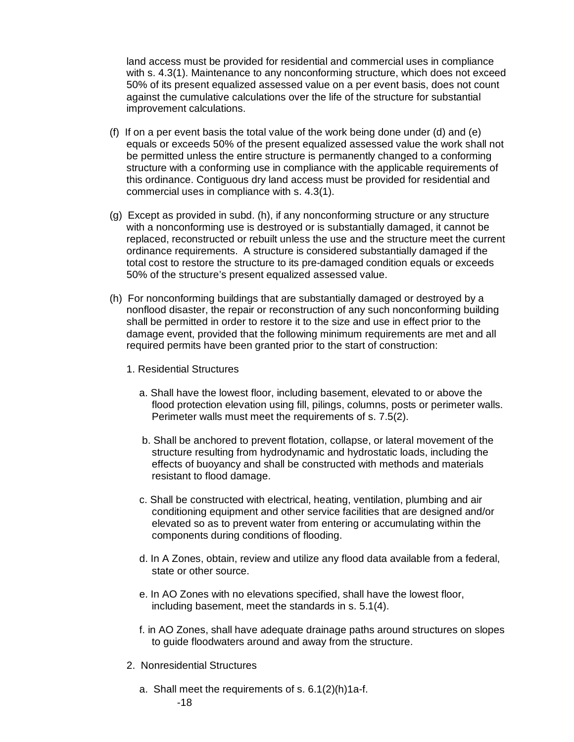land access must be provided for residential and commercial uses in compliance with s. 4.3(1). Maintenance to any nonconforming structure, which does not exceed 50% of its present equalized assessed value on a per event basis, does not count against the cumulative calculations over the life of the structure for substantial improvement calculations.

(f) If on a per event basis the total value of the work being done under (d) and (e) equals or exceeds 50% of the present equalized assessed value the work shall not be permitted unless the entire structure is permanently changed to a conforming structure with a conforming use in compliance with the applicable requirements of this ordinance. Contiguous dry land access must be provided for residential and commercial uses in compliance with s. 4.3(1).

(g) Except as provided in subd. (h), if any nonconforming structure or any structure with a nonconforming use is destroyed or is substantially damaged, it cannot be replaced, reconstructed or rebuilt unless the use and the structure meet the current ordinance requirements. A structure is considered substantially damaged if the total cost to restore the structure to its pre-damaged condition equals or exceeds 50% of the structure's present equalized assessed value.

(h) For nonconforming buildings that are substantially damaged or destroyed by a nonflood disaster, the repair or reconstruction of any such nonconforming building shall be permitted in order to restore it to the size and use in effect prior to the damage event, provided that the following minimum requirements are met and all required permits have been granted prior to the start of construction:

1. Residential Structures

   a. Shall have the lowest floor, including basement, elevated to or above the flood protection elevation using fill, pilings, columns, posts or perimeter walls. Perimeter walls must meet the requirements of s. 7.5(2).

   b. Shall be anchored to prevent flotation, collapse, or lateral movement of the structure resulting from hydrodynamic and hydrostatic loads, including the effects of buoyancy and shall be constructed with methods and materials resistant to flood damage.

   c. Shall be constructed with electrical, heating, ventilation, plumbing and air conditioning equipment and other service facilities that are designed and/or elevated so as to prevent water from entering or accumulating within the components during conditions of flooding.

   d. In A Zones, obtain, review and utilize any flood data available from a federal, state or other source.

   e. In AO Zones with no elevations specified, shall have the lowest floor, including basement, meet the standards in s. 5.1(4).

   f. in AO Zones, shall have adequate drainage paths around structures on slopes to guide floodwaters around and away from the structure.

2. Nonresidential Structures

   a. Shall meet the requirements of s. 6.1(2)(h)1a-f.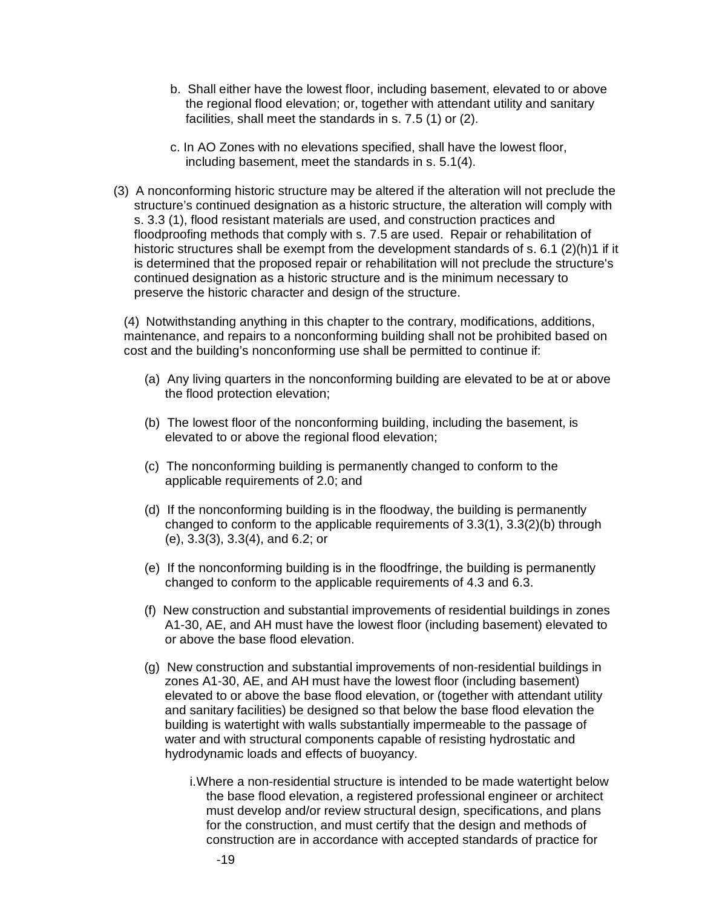b. Shall either have the lowest floor, including basement, elevated to or above the regional flood elevation; or, together with attendant utility and sanitary facilities, shall meet the standards in s. 7.5 (1) or (2).

c. In AO Zones with no elevations specified, shall have the lowest floor, including basement, meet the standards in s. 5.1(4).

(3) A nonconforming historic structure may be altered if the alteration will not preclude the structure's continued designation as a historic structure, the alteration will comply with s. 3.3 (1), flood resistant materials are used, and construction practices and floodproofing methods that comply with s. 7.5 are used. Repair or rehabilitation of historic structures shall be exempt from the development standards of s. 6.1 (2)(h)1 if it is determined that the proposed repair or rehabilitation will not preclude the structure's continued designation as a historic structure and is the minimum necessary to preserve the historic character and design of the structure.

(4) Notwithstanding anything in this chapter to the contrary, modifications, additions, maintenance, and repairs to a nonconforming building shall not be prohibited based on cost and the building's nonconforming use shall be permitted to continue if:

(a) Any living quarters in the nonconforming building are elevated to be at or above the flood protection elevation;

(b) The lowest floor of the nonconforming building, including the basement, is elevated to or above the regional flood elevation;

(c) The nonconforming building is permanently changed to conform to the applicable requirements of 2.0; and

(d) If the nonconforming building is in the floodway, the building is permanently changed to conform to the applicable requirements of 3.3(1), 3.3(2)(b) through (e), 3.3(3), 3.3(4), and 6.2; or

(e) If the nonconforming building is in the floodfringe, the building is permanently changed to conform to the applicable requirements of 4.3 and 6.3.

(f) New construction and substantial improvements of residential buildings in zones A1-30, AE, and AH must have the lowest floor (including basement) elevated to or above the base flood elevation.

(g) New construction and substantial improvements of non-residential buildings in zones A1-30, AE, and AH must have the lowest floor (including basement) elevated to or above the base flood elevation, or (together with attendant utility and sanitary facilities) be designed so that below the base flood elevation the building is watertight with walls substantially impermeable to the passage of water and with structural components capable of resisting hydrostatic and hydrodynamic loads and effects of buoyancy.

i. Where a non-residential structure is intended to be made watertight below the base flood elevation, a registered professional engineer or architect must develop and/or review structural design, specifications, and plans for the construction, and must certify that the design and methods of construction are in accordance with accepted standards of practice for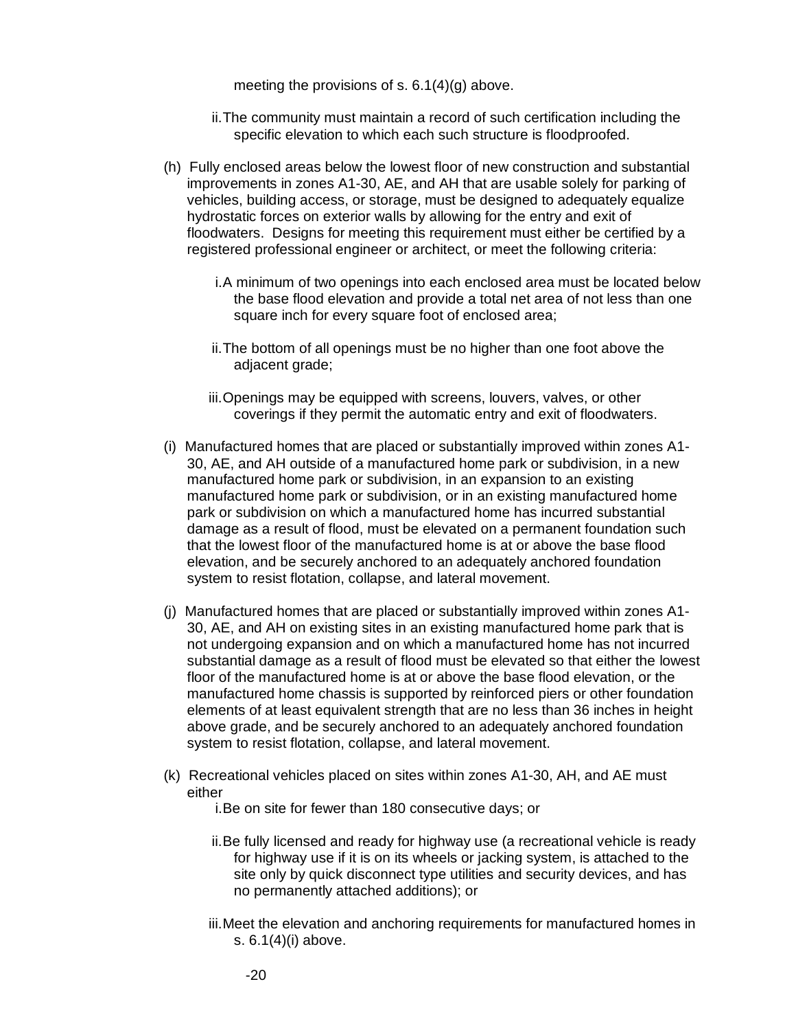meeting the provisions of s. 6.1(4)(g) above.

ii. The community must maintain a record of such certification including the specific elevation to which each such structure is floodproofed.

(h) Fully enclosed areas below the lowest floor of new construction and substantial improvements in zones A1-30, AE, and AH that are usable solely for parking of vehicles, building access, or storage, must be designed to adequately equalize hydrostatic forces on exterior walls by allowing for the entry and exit of floodwaters. Designs for meeting this requirement must either be certified by a registered professional engineer or architect, or meet the following criteria:

i. A minimum of two openings into each enclosed area must be located below the base flood elevation and provide a total net area of not less than one square inch for every square foot of enclosed area;

ii. The bottom of all openings must be no higher than one foot above the adjacent grade;

iii. Openings may be equipped with screens, louvers, valves, or other coverings if they permit the automatic entry and exit of floodwaters.

(i) Manufactured homes that are placed or substantially improved within zones A1-30, AE, and AH outside of a manufactured home park or subdivision, in a new manufactured home park or subdivision, in an expansion to an existing manufactured home park or subdivision, or in an existing manufactured home park or subdivision on which a manufactured home has incurred substantial damage as a result of flood, must be elevated on a permanent foundation such that the lowest floor of the manufactured home is at or above the base flood elevation, and be securely anchored to an adequately anchored foundation system to resist flotation, collapse, and lateral movement.

(j) Manufactured homes that are placed or substantially improved within zones A1-30, AE, and AH on existing sites in an existing manufactured home park that is not undergoing expansion and on which a manufactured home has not incurred substantial damage as a result of flood must be elevated so that either the lowest floor of the manufactured home is at or above the base flood elevation, or the manufactured home chassis is supported by reinforced piers or other foundation elements of at least equivalent strength that are no less than 36 inches in height above grade, and be securely anchored to an adequately anchored foundation system to resist flotation, collapse, and lateral movement.

(k) Recreational vehicles placed on sites within zones A1-30, AH, and AE must either

i. Be on site for fewer than 180 consecutive days; or

ii. Be fully licensed and ready for highway use (a recreational vehicle is ready for highway use if it is on its wheels or jacking system, is attached to the site only by quick disconnect type utilities and security devices, and has no permanently attached additions); or

iii. Meet the elevation and anchoring requirements for manufactured homes in s. 6.1(4)(i) above.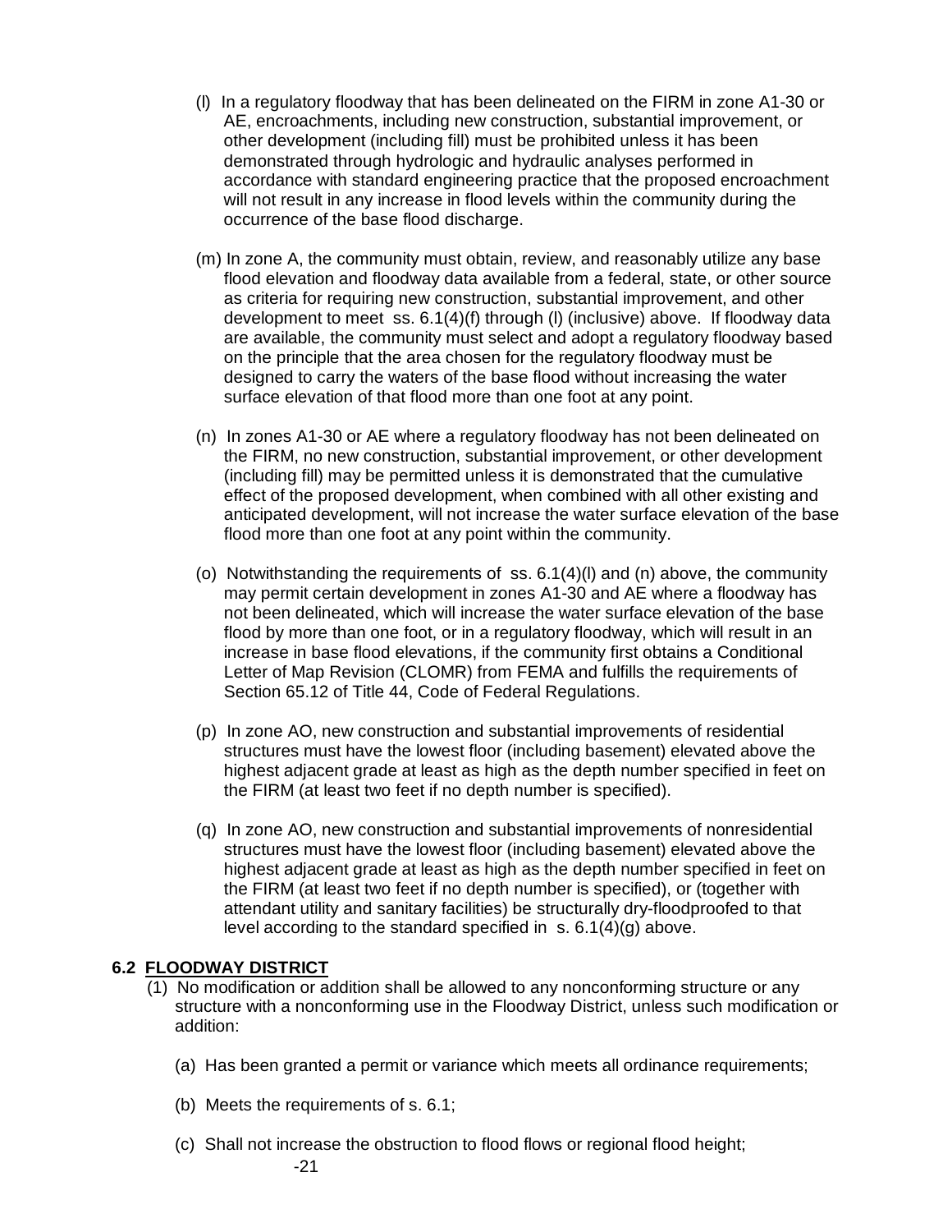(l) In a regulatory floodway that has been delineated on the FIRM in zone A1-30 or AE, encroachments, including new construction, substantial improvement, or other development (including fill) must be prohibited unless it has been demonstrated through hydrologic and hydraulic analyses performed in accordance with standard engineering practice that the proposed encroachment will not result in any increase in flood levels within the community during the occurrence of the base flood discharge.

(m) In zone A, the community must obtain, review, and reasonably utilize any base flood elevation and floodway data available from a federal, state, or other source as criteria for requiring new construction, substantial improvement, and other development to meet ss. 6.1(4)(f) through (l) (inclusive) above. If floodway data are available, the community must select and adopt a regulatory floodway based on the principle that the area chosen for the regulatory floodway must be designed to carry the waters of the base flood without increasing the water surface elevation of that flood more than one foot at any point.

(n) In zones A1-30 or AE where a regulatory floodway has not been delineated on the FIRM, no new construction, substantial improvement, or other development (including fill) may be permitted unless it is demonstrated that the cumulative effect of the proposed development, when combined with all other existing and anticipated development, will not increase the water surface elevation of the base flood more than one foot at any point within the community.

(o) Notwithstanding the requirements of ss. 6.1(4)(l) and (n) above, the community may permit certain development in zones A1-30 and AE where a floodway has not been delineated, which will increase the water surface elevation of the base flood by more than one foot, or in a regulatory floodway, which will result in an increase in base flood elevations, if the community first obtains a Conditional Letter of Map Revision (CLOMR) from FEMA and fulfills the requirements of Section 65.12 of Title 44, Code of Federal Regulations.

(p) In zone AO, new construction and substantial improvements of residential structures must have the lowest floor (including basement) elevated above the highest adjacent grade at least as high as the depth number specified in feet on the FIRM (at least two feet if no depth number is specified).

(q) In zone AO, new construction and substantial improvements of nonresidential structures must have the lowest floor (including basement) elevated above the highest adjacent grade at least as high as the depth number specified in feet on the FIRM (at least two feet if no depth number is specified), or (together with attendant utility and sanitary facilities) be structurally dry-floodproofed to that level according to the standard specified in s. 6.1(4)(g) above.

## 6.2 FLOODWAY DISTRICT

(1) No modification or addition shall be allowed to any nonconforming structure or any structure with a nonconforming use in the Floodway District, unless such modification or addition:

(a) Has been granted a permit or variance which meets all ordinance requirements;

(b) Meets the requirements of s. 6.1;

(c) Shall not increase the obstruction to flood flows or regional flood height;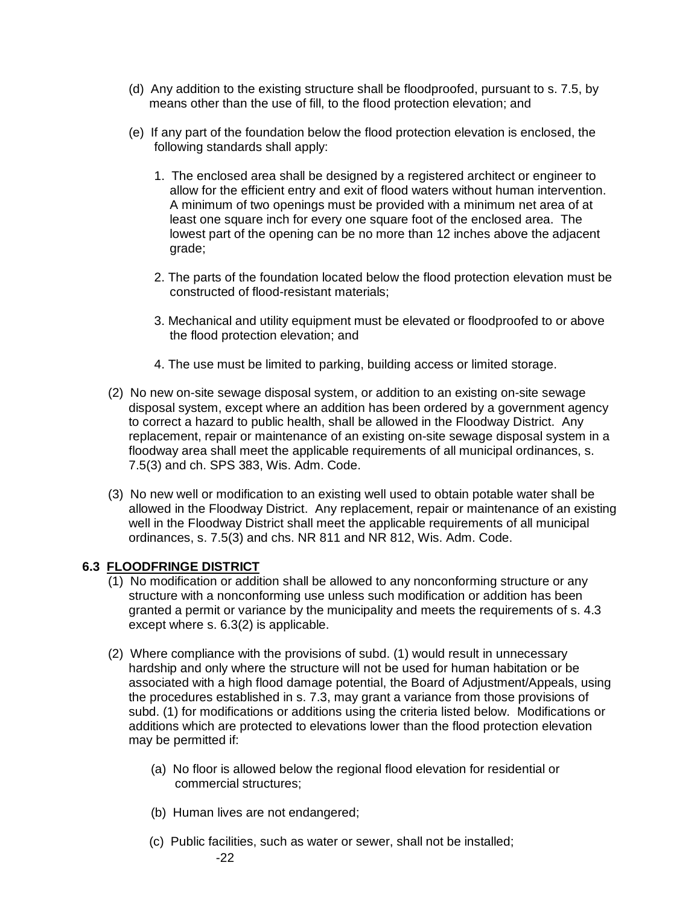(d) Any addition to the existing structure shall be floodproofed, pursuant to s. 7.5, by means other than the use of fill, to the flood protection elevation; and

(e) If any part of the foundation below the flood protection elevation is enclosed, the following standards shall apply:

1. The enclosed area shall be designed by a registered architect or engineer to allow for the efficient entry and exit of flood waters without human intervention. A minimum of two openings must be provided with a minimum net area of at least one square inch for every one square foot of the enclosed area. The lowest part of the opening can be no more than 12 inches above the adjacent grade;

2. The parts of the foundation located below the flood protection elevation must be constructed of flood-resistant materials;

3. Mechanical and utility equipment must be elevated or floodproofed to or above the flood protection elevation; and

4. The use must be limited to parking, building access or limited storage.

(2) No new on-site sewage disposal system, or addition to an existing on-site sewage disposal system, except where an addition has been ordered by a government agency to correct a hazard to public health, shall be allowed in the Floodway District. Any replacement, repair or maintenance of an existing on-site sewage disposal system in a floodway area shall meet the applicable requirements of all municipal ordinances, s. 7.5(3) and ch. SPS 383, Wis. Adm. Code.

(3) No new well or modification to an existing well used to obtain potable water shall be allowed in the Floodway District. Any replacement, repair or maintenance of an existing well in the Floodway District shall meet the applicable requirements of all municipal ordinances, s. 7.5(3) and chs. NR 811 and NR 812, Wis. Adm. Code.

**6.3 FLOODFRINGE DISTRICT**

(1) No modification or addition shall be allowed to any nonconforming structure or any structure with a nonconforming use unless such modification or addition has been granted a permit or variance by the municipality and meets the requirements of s. 4.3 except where s. 6.3(2) is applicable.

(2) Where compliance with the provisions of subd. (1) would result in unnecessary hardship and only where the structure will not be used for human habitation or be associated with a high flood damage potential, the Board of Adjustment/Appeals, using the procedures established in s. 7.3, may grant a variance from those provisions of subd. (1) for modifications or additions using the criteria listed below. Modifications or additions which are protected to elevations lower than the flood protection elevation may be permitted if:

(a) No floor is allowed below the regional flood elevation for residential or commercial structures;

(b) Human lives are not endangered;

(c) Public facilities, such as water or sewer, shall not be installed;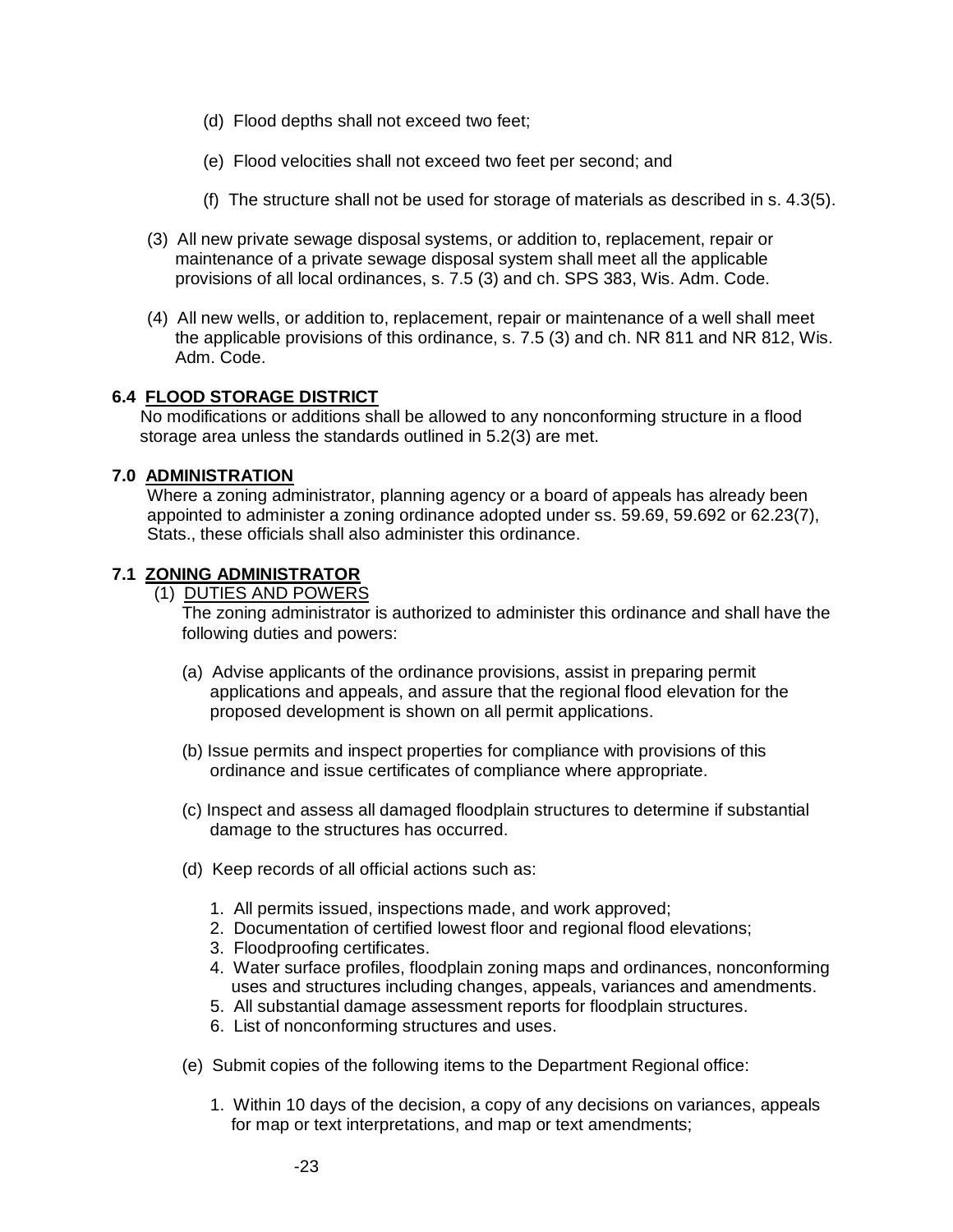(d) Flood depths shall not exceed two feet;

(e) Flood velocities shall not exceed two feet per second; and

(f) The structure shall not be used for storage of materials as described in s. 4.3(5).

(3) All new private sewage disposal systems, or addition to, replacement, repair or maintenance of a private sewage disposal system shall meet all the applicable provisions of all local ordinances, s. 7.5 (3) and ch. SPS 383, Wis. Adm. Code.

(4) All new wells, or addition to, replacement, repair or maintenance of a well shall meet the applicable provisions of this ordinance, s. 7.5 (3) and ch. NR 811 and NR 812, Wis. Adm. Code.

**6.4 FLOOD STORAGE DISTRICT**

No modifications or additions shall be allowed to any nonconforming structure in a flood storage area unless the standards outlined in 5.2(3) are met.

**7.0 ADMINISTRATION**

Where a zoning administrator, planning agency or a board of appeals has already been appointed to administer a zoning ordinance adopted under ss. 59.69, 59.692 or 62.23(7), Stats., these officials shall also administer this ordinance.

**7.1 ZONING ADMINISTRATOR**

(1) DUTIES AND POWERS

The zoning administrator is authorized to administer this ordinance and shall have the following duties and powers:

(a) Advise applicants of the ordinance provisions, assist in preparing permit applications and appeals, and assure that the regional flood elevation for the proposed development is shown on all permit applications.

(b) Issue permits and inspect properties for compliance with provisions of this ordinance and issue certificates of compliance where appropriate.

(c) Inspect and assess all damaged floodplain structures to determine if substantial damage to the structures has occurred.

(d) Keep records of all official actions such as:

1. All permits issued, inspections made, and work approved;
2. Documentation of certified lowest floor and regional flood elevations;
3. Floodproofing certificates.
4. Water surface profiles, floodplain zoning maps and ordinances, nonconforming uses and structures including changes, appeals, variances and amendments.
5. All substantial damage assessment reports for floodplain structures.
6. List of nonconforming structures and uses.

(e) Submit copies of the following items to the Department Regional office:

1. Within 10 days of the decision, a copy of any decisions on variances, appeals for map or text interpretations, and map or text amendments;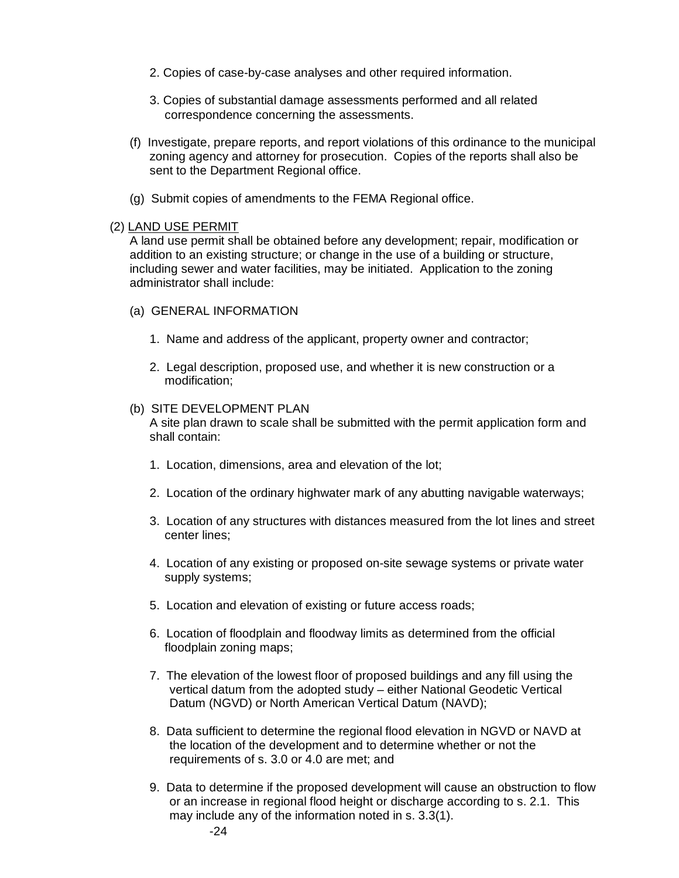2. Copies of case-by-case analyses and other required information.

3. Copies of substantial damage assessments performed and all related correspondence concerning the assessments.

(f) Investigate, prepare reports, and report violations of this ordinance to the municipal zoning agency and attorney for prosecution. Copies of the reports shall also be sent to the Department Regional office.

(g) Submit copies of amendments to the FEMA Regional office.

(2) LAND USE PERMIT

A land use permit shall be obtained before any development; repair, modification or addition to an existing structure; or change in the use of a building or structure, including sewer and water facilities, may be initiated. Application to the zoning administrator shall include:

(a) GENERAL INFORMATION

1. Name and address of the applicant, property owner and contractor;

2. Legal description, proposed use, and whether it is new construction or a modification;

(b) SITE DEVELOPMENT PLAN

A site plan drawn to scale shall be submitted with the permit application form and shall contain:

1. Location, dimensions, area and elevation of the lot;

2. Location of the ordinary highwater mark of any abutting navigable waterways;

3. Location of any structures with distances measured from the lot lines and street center lines;

4. Location of any existing or proposed on-site sewage systems or private water supply systems;

5. Location and elevation of existing or future access roads;

6. Location of floodplain and floodway limits as determined from the official floodplain zoning maps;

7. The elevation of the lowest floor of proposed buildings and any fill using the vertical datum from the adopted study – either National Geodetic Vertical Datum (NGVD) or North American Vertical Datum (NAVD);

8. Data sufficient to determine the regional flood elevation in NGVD or NAVD at the location of the development and to determine whether or not the requirements of s. 3.0 or 4.0 are met; and

9. Data to determine if the proposed development will cause an obstruction to flow or an increase in regional flood height or discharge according to s. 2.1. This may include any of the information noted in s. 3.3(1).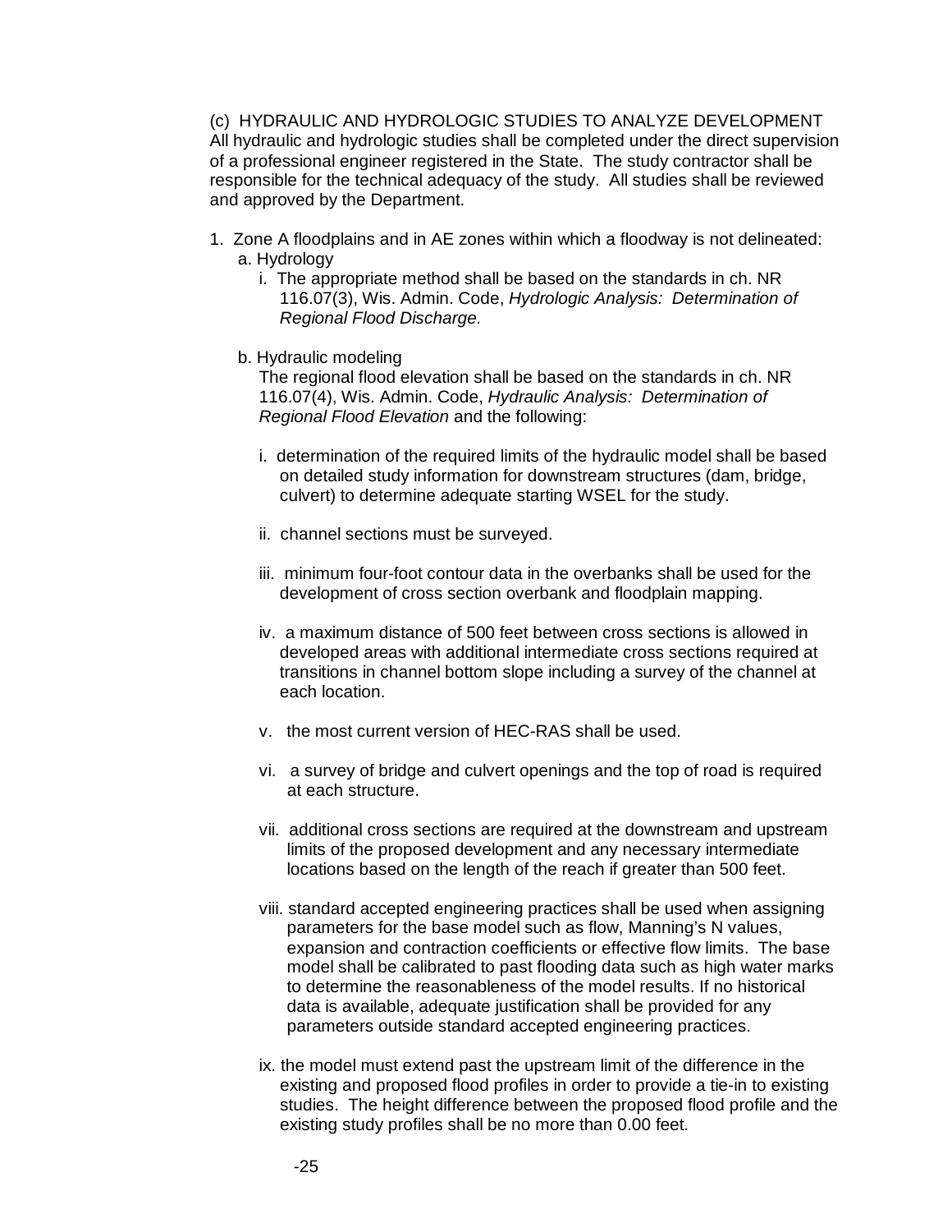(c) HYDRAULIC AND HYDROLOGIC STUDIES TO ANALYZE DEVELOPMENT
All hydraulic and hydrologic studies shall be completed under the direct supervision of a professional engineer registered in the State. The study contractor shall be responsible for the technical adequacy of the study. All studies shall be reviewed and approved by the Department.

1. Zone A floodplains and in AE zones within which a floodway is not delineated:
   a. Hydrology
      i. The appropriate method shall be based on the standards in ch. NR 116.07(3), Wis. Admin. Code, *Hydrologic Analysis: Determination of Regional Flood Discharge.*

   b. Hydraulic modeling
      The regional flood elevation shall be based on the standards in ch. NR 116.07(4), Wis. Admin. Code, *Hydraulic Analysis: Determination of Regional Flood Elevation* and the following:

      i. determination of the required limits of the hydraulic model shall be based on detailed study information for downstream structures (dam, bridge, culvert) to determine adequate starting WSEL for the study.

      ii. channel sections must be surveyed.

      iii. minimum four-foot contour data in the overbanks shall be used for the development of cross section overbank and floodplain mapping.

      iv. a maximum distance of 500 feet between cross sections is allowed in developed areas with additional intermediate cross sections required at transitions in channel bottom slope including a survey of the channel at each location.

      v. the most current version of HEC-RAS shall be used.

      vi. a survey of bridge and culvert openings and the top of road is required at each structure.

      vii. additional cross sections are required at the downstream and upstream limits of the proposed development and any necessary intermediate locations based on the length of the reach if greater than 500 feet.

      viii. standard accepted engineering practices shall be used when assigning parameters for the base model such as flow, Manning's N values, expansion and contraction coefficients or effective flow limits. The base model shall be calibrated to past flooding data such as high water marks to determine the reasonableness of the model results. If no historical data is available, adequate justification shall be provided for any parameters outside standard accepted engineering practices.

      ix. the model must extend past the upstream limit of the difference in the existing and proposed flood profiles in order to provide a tie-in to existing studies. The height difference between the proposed flood profile and the existing study profiles shall be no more than 0.00 feet.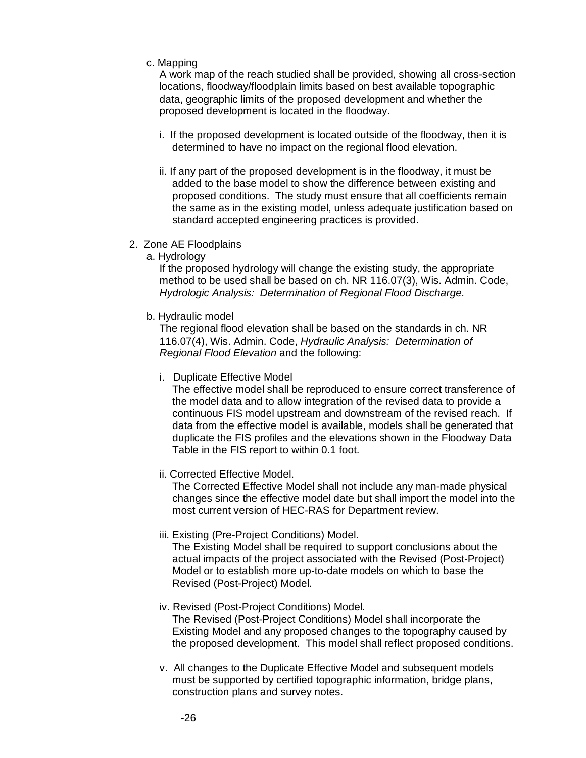c. Mapping

A work map of the reach studied shall be provided, showing all cross-section locations, floodway/floodplain limits based on best available topographic data, geographic limits of the proposed development and whether the proposed development is located in the floodway.

i. If the proposed development is located outside of the floodway, then it is determined to have no impact on the regional flood elevation.

ii. If any part of the proposed development is in the floodway, it must be added to the base model to show the difference between existing and proposed conditions. The study must ensure that all coefficients remain the same as in the existing model, unless adequate justification based on standard accepted engineering practices is provided.

2. Zone AE Floodplains

a. Hydrology

If the proposed hydrology will change the existing study, the appropriate method to be used shall be based on ch. NR 116.07(3), Wis. Admin. Code, *Hydrologic Analysis: Determination of Regional Flood Discharge*.

b. Hydraulic model

The regional flood elevation shall be based on the standards in ch. NR 116.07(4), Wis. Admin. Code, *Hydraulic Analysis: Determination of Regional Flood Elevation* and the following:

i. Duplicate Effective Model

The effective model shall be reproduced to ensure correct transference of the model data and to allow integration of the revised data to provide a continuous FIS model upstream and downstream of the revised reach. If data from the effective model is available, models shall be generated that duplicate the FIS profiles and the elevations shown in the Floodway Data Table in the FIS report to within 0.1 foot.

ii. Corrected Effective Model.

The Corrected Effective Model shall not include any man-made physical changes since the effective model date but shall import the model into the most current version of HEC-RAS for Department review.

iii. Existing (Pre-Project Conditions) Model.

The Existing Model shall be required to support conclusions about the actual impacts of the project associated with the Revised (Post-Project) Model or to establish more up-to-date models on which to base the Revised (Post-Project) Model.

iv. Revised (Post-Project Conditions) Model.

The Revised (Post-Project Conditions) Model shall incorporate the Existing Model and any proposed changes to the topography caused by the proposed development. This model shall reflect proposed conditions.

v. All changes to the Duplicate Effective Model and subsequent models must be supported by certified topographic information, bridge plans, construction plans and survey notes.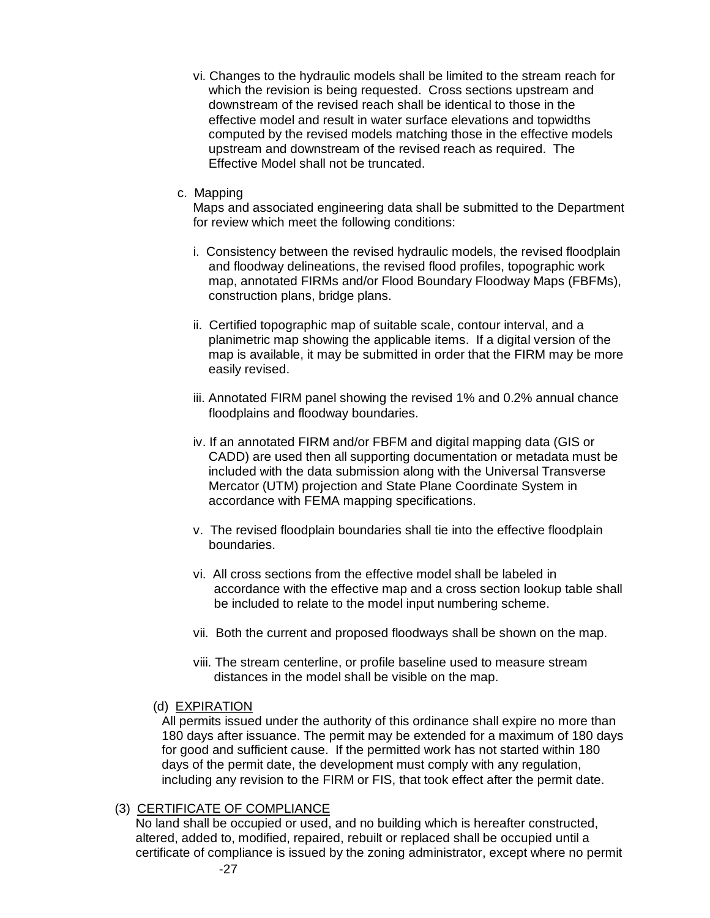vi. Changes to the hydraulic models shall be limited to the stream reach for which the revision is being requested. Cross sections upstream and downstream of the revised reach shall be identical to those in the effective model and result in water surface elevations and topwidths computed by the revised models matching those in the effective models upstream and downstream of the revised reach as required. The Effective Model shall not be truncated.

c. Mapping

Maps and associated engineering data shall be submitted to the Department for review which meet the following conditions:

i. Consistency between the revised hydraulic models, the revised floodplain and floodway delineations, the revised flood profiles, topographic work map, annotated FIRMs and/or Flood Boundary Floodway Maps (FBFMs), construction plans, bridge plans.

ii. Certified topographic map of suitable scale, contour interval, and a planimetric map showing the applicable items. If a digital version of the map is available, it may be submitted in order that the FIRM may be more easily revised.

iii. Annotated FIRM panel showing the revised 1% and 0.2% annual chance floodplains and floodway boundaries.

iv. If an annotated FIRM and/or FBFM and digital mapping data (GIS or CADD) are used then all supporting documentation or metadata must be included with the data submission along with the Universal Transverse Mercator (UTM) projection and State Plane Coordinate System in accordance with FEMA mapping specifications.

v. The revised floodplain boundaries shall tie into the effective floodplain boundaries.

vi. All cross sections from the effective model shall be labeled in accordance with the effective map and a cross section lookup table shall be included to relate to the model input numbering scheme.

vii. Both the current and proposed floodways shall be shown on the map.

viii. The stream centerline, or profile baseline used to measure stream distances in the model shall be visible on the map.

(d) EXPIRATION

All permits issued under the authority of this ordinance shall expire no more than 180 days after issuance. The permit may be extended for a maximum of 180 days for good and sufficient cause. If the permitted work has not started within 180 days of the permit date, the development must comply with any regulation, including any revision to the FIRM or FIS, that took effect after the permit date.

(3) CERTIFICATE OF COMPLIANCE

No land shall be occupied or used, and no building which is hereafter constructed, altered, added to, modified, repaired, rebuilt or replaced shall be occupied until a certificate of compliance is issued by the zoning administrator, except where no permit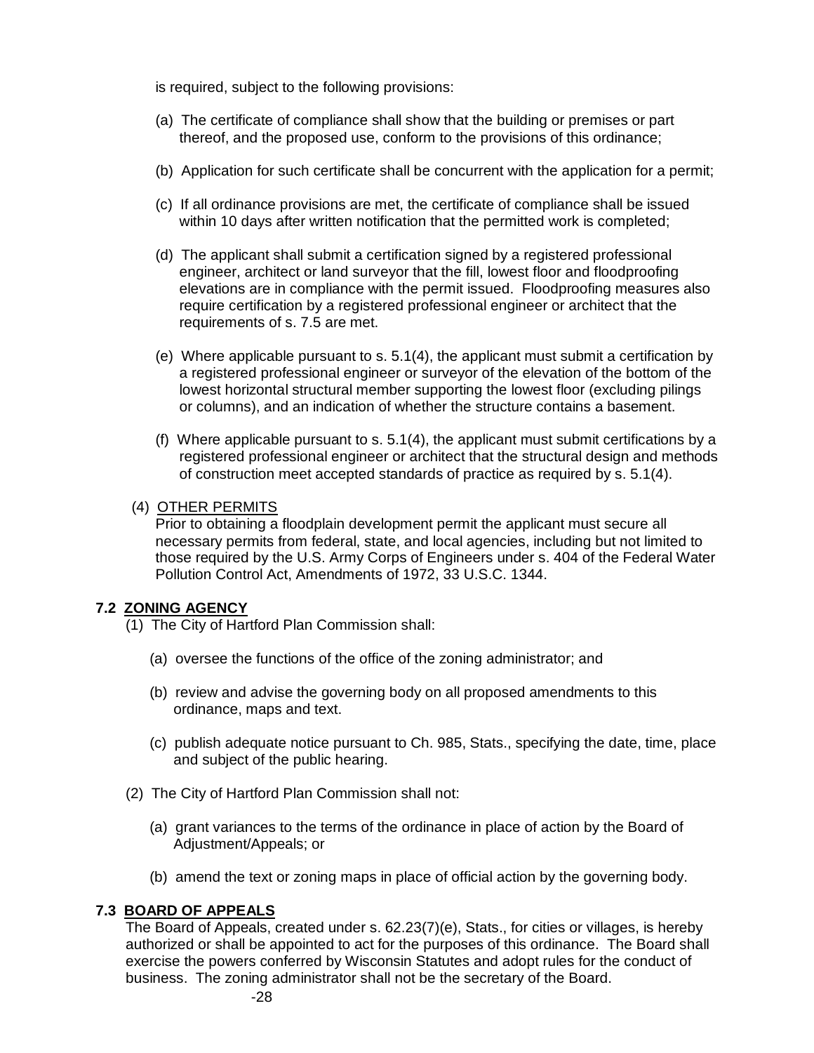is required, subject to the following provisions:

(a) The certificate of compliance shall show that the building or premises or part thereof, and the proposed use, conform to the provisions of this ordinance;

(b) Application for such certificate shall be concurrent with the application for a permit;

(c) If all ordinance provisions are met, the certificate of compliance shall be issued within 10 days after written notification that the permitted work is completed;

(d) The applicant shall submit a certification signed by a registered professional engineer, architect or land surveyor that the fill, lowest floor and floodproofing elevations are in compliance with the permit issued. Floodproofing measures also require certification by a registered professional engineer or architect that the requirements of s. 7.5 are met.

(e) Where applicable pursuant to s. 5.1(4), the applicant must submit a certification by a registered professional engineer or surveyor of the elevation of the bottom of the lowest horizontal structural member supporting the lowest floor (excluding pilings or columns), and an indication of whether the structure contains a basement.

(f) Where applicable pursuant to s. 5.1(4), the applicant must submit certifications by a registered professional engineer or architect that the structural design and methods of construction meet accepted standards of practice as required by s. 5.1(4).

(4) OTHER PERMITS
Prior to obtaining a floodplain development permit the applicant must secure all necessary permits from federal, state, and local agencies, including but not limited to those required by the U.S. Army Corps of Engineers under s. 404 of the Federal Water Pollution Control Act, Amendments of 1972, 33 U.S.C. 1344.

## 7.2 ZONING AGENCY

(1) The City of Hartford Plan Commission shall:

(a) oversee the functions of the office of the zoning administrator; and

(b) review and advise the governing body on all proposed amendments to this ordinance, maps and text.

(c) publish adequate notice pursuant to Ch. 985, Stats., specifying the date, time, place and subject of the public hearing.

(2) The City of Hartford Plan Commission shall not:

(a) grant variances to the terms of the ordinance in place of action by the Board of Adjustment/Appeals; or

(b) amend the text or zoning maps in place of official action by the governing body.

## 7.3 BOARD OF APPEALS

The Board of Appeals, created under s. 62.23(7)(e), Stats., for cities or villages, is hereby authorized or shall be appointed to act for the purposes of this ordinance. The Board shall exercise the powers conferred by Wisconsin Statutes and adopt rules for the conduct of business. The zoning administrator shall not be the secretary of the Board.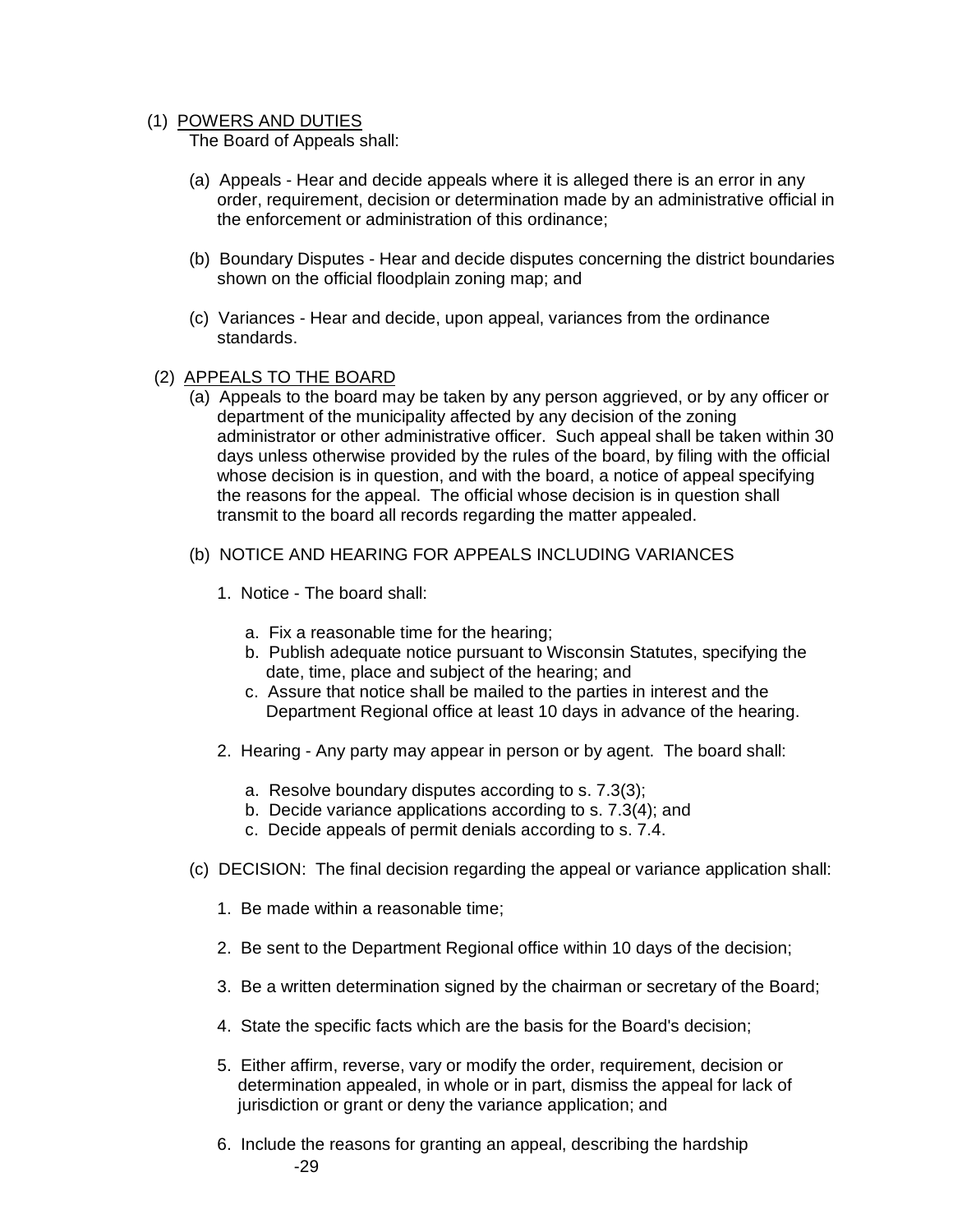(1) <u>POWERS AND DUTIES</u>

The Board of Appeals shall:

(a) Appeals - Hear and decide appeals where it is alleged there is an error in any order, requirement, decision or determination made by an administrative official in the enforcement or administration of this ordinance;

(b) Boundary Disputes - Hear and decide disputes concerning the district boundaries shown on the official floodplain zoning map; and

(c) Variances - Hear and decide, upon appeal, variances from the ordinance standards.

(2) <u>APPEALS TO THE BOARD</u>

(a) Appeals to the board may be taken by any person aggrieved, or by any officer or department of the municipality affected by any decision of the zoning administrator or other administrative officer. Such appeal shall be taken within 30 days unless otherwise provided by the rules of the board, by filing with the official whose decision is in question, and with the board, a notice of appeal specifying the reasons for the appeal. The official whose decision is in question shall transmit to the board all records regarding the matter appealed.

(b) NOTICE AND HEARING FOR APPEALS INCLUDING VARIANCES

1. Notice - The board shall:

   a. Fix a reasonable time for the hearing;
   b. Publish adequate notice pursuant to Wisconsin Statutes, specifying the date, time, place and subject of the hearing; and
   c. Assure that notice shall be mailed to the parties in interest and the Department Regional office at least 10 days in advance of the hearing.

2. Hearing - Any party may appear in person or by agent. The board shall:

   a. Resolve boundary disputes according to s. 7.3(3);
   b. Decide variance applications according to s. 7.3(4); and
   c. Decide appeals of permit denials according to s. 7.4.

(c) DECISION: The final decision regarding the appeal or variance application shall:

1. Be made within a reasonable time;

2. Be sent to the Department Regional office within 10 days of the decision;

3. Be a written determination signed by the chairman or secretary of the Board;

4. State the specific facts which are the basis for the Board's decision;

5. Either affirm, reverse, vary or modify the order, requirement, decision or determination appealed, in whole or in part, dismiss the appeal for lack of jurisdiction or grant or deny the variance application; and

6. Include the reasons for granting an appeal, describing the hardship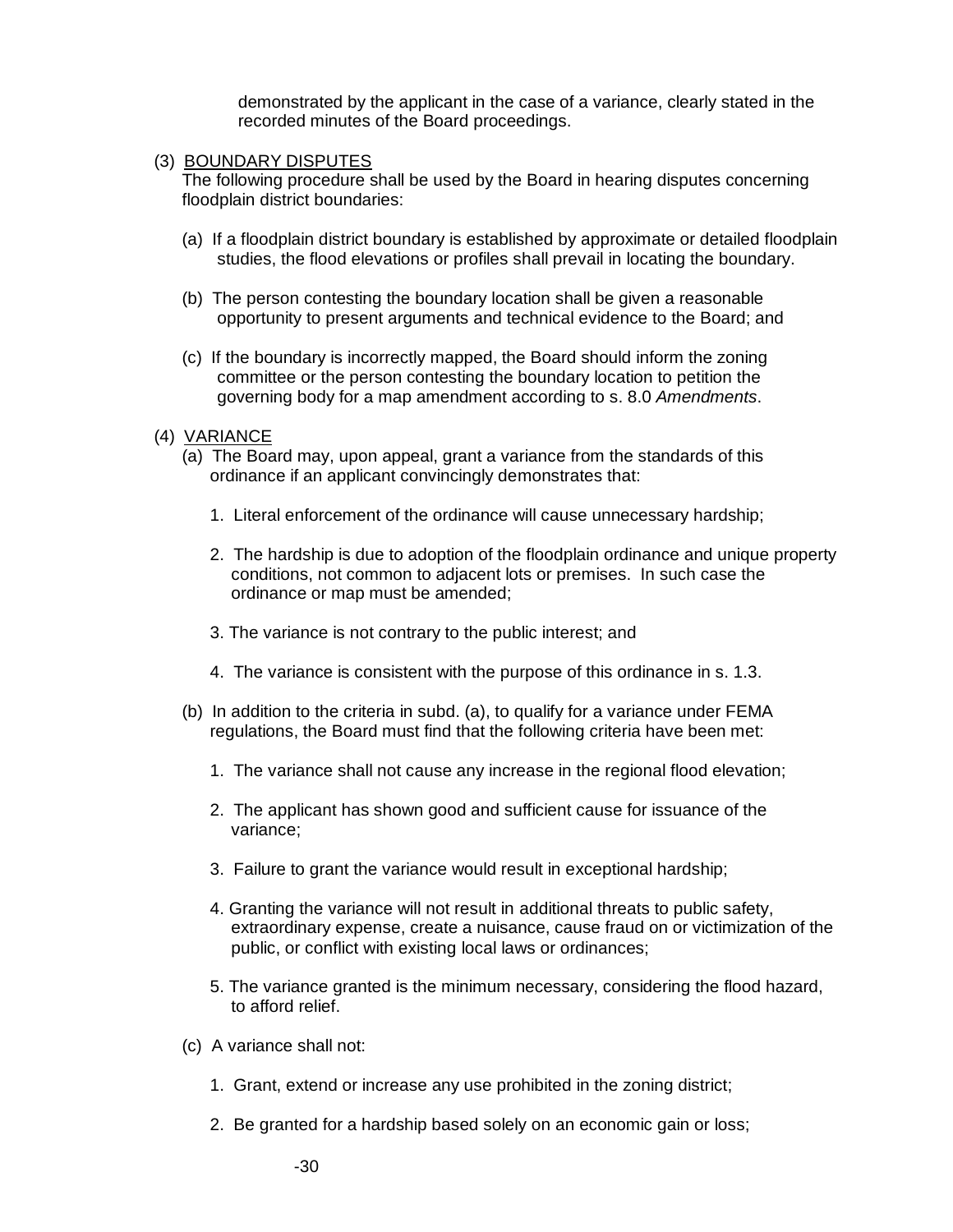demonstrated by the applicant in the case of a variance, clearly stated in the recorded minutes of the Board proceedings.

(3) BOUNDARY DISPUTES

The following procedure shall be used by the Board in hearing disputes concerning floodplain district boundaries:

(a) If a floodplain district boundary is established by approximate or detailed floodplain studies, the flood elevations or profiles shall prevail in locating the boundary.

(b) The person contesting the boundary location shall be given a reasonable opportunity to present arguments and technical evidence to the Board; and

(c) If the boundary is incorrectly mapped, the Board should inform the zoning committee or the person contesting the boundary location to petition the governing body for a map amendment according to s. 8.0 *Amendments*.

(4) VARIANCE

(a) The Board may, upon appeal, grant a variance from the standards of this ordinance if an applicant convincingly demonstrates that:

1. Literal enforcement of the ordinance will cause unnecessary hardship;

2. The hardship is due to adoption of the floodplain ordinance and unique property conditions, not common to adjacent lots or premises. In such case the ordinance or map must be amended;

3. The variance is not contrary to the public interest; and

4. The variance is consistent with the purpose of this ordinance in s. 1.3.

(b) In addition to the criteria in subd. (a), to qualify for a variance under FEMA regulations, the Board must find that the following criteria have been met:

1. The variance shall not cause any increase in the regional flood elevation;

2. The applicant has shown good and sufficient cause for issuance of the variance;

3. Failure to grant the variance would result in exceptional hardship;

4. Granting the variance will not result in additional threats to public safety, extraordinary expense, create a nuisance, cause fraud on or victimization of the public, or conflict with existing local laws or ordinances;

5. The variance granted is the minimum necessary, considering the flood hazard, to afford relief.

(c) A variance shall not:

1. Grant, extend or increase any use prohibited in the zoning district;

2. Be granted for a hardship based solely on an economic gain or loss;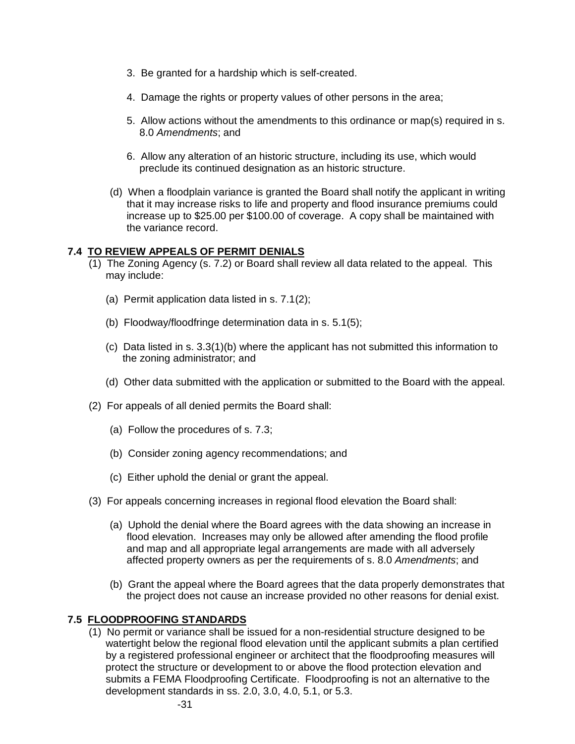3. Be granted for a hardship which is self-created.

4. Damage the rights or property values of other persons in the area;

5. Allow actions without the amendments to this ordinance or map(s) required in s. 8.0 *Amendments*; and

6. Allow any alteration of an historic structure, including its use, which would preclude its continued designation as an historic structure.

(d) When a floodplain variance is granted the Board shall notify the applicant in writing that it may increase risks to life and property and flood insurance premiums could increase up to $25.00 per $100.00 of coverage. A copy shall be maintained with the variance record.

## 7.4 TO REVIEW APPEALS OF PERMIT DENIALS

(1) The Zoning Agency (s. 7.2) or Board shall review all data related to the appeal. This may include:

(a) Permit application data listed in s. 7.1(2);

(b) Floodway/floodfringe determination data in s. 5.1(5);

(c) Data listed in s. 3.3(1)(b) where the applicant has not submitted this information to the zoning administrator; and

(d) Other data submitted with the application or submitted to the Board with the appeal.

(2) For appeals of all denied permits the Board shall:

(a) Follow the procedures of s. 7.3;

(b) Consider zoning agency recommendations; and

(c) Either uphold the denial or grant the appeal.

(3) For appeals concerning increases in regional flood elevation the Board shall:

(a) Uphold the denial where the Board agrees with the data showing an increase in flood elevation. Increases may only be allowed after amending the flood profile and map and all appropriate legal arrangements are made with all adversely affected property owners as per the requirements of s. 8.0 *Amendments*; and

(b) Grant the appeal where the Board agrees that the data properly demonstrates that the project does not cause an increase provided no other reasons for denial exist.

## 7.5 FLOODPROOFING STANDARDS

(1) No permit or variance shall be issued for a non-residential structure designed to be watertight below the regional flood elevation until the applicant submits a plan certified by a registered professional engineer or architect that the floodproofing measures will protect the structure or development to or above the flood protection elevation and submits a FEMA Floodproofing Certificate. Floodproofing is not an alternative to the development standards in ss. 2.0, 3.0, 4.0, 5.1, or 5.3.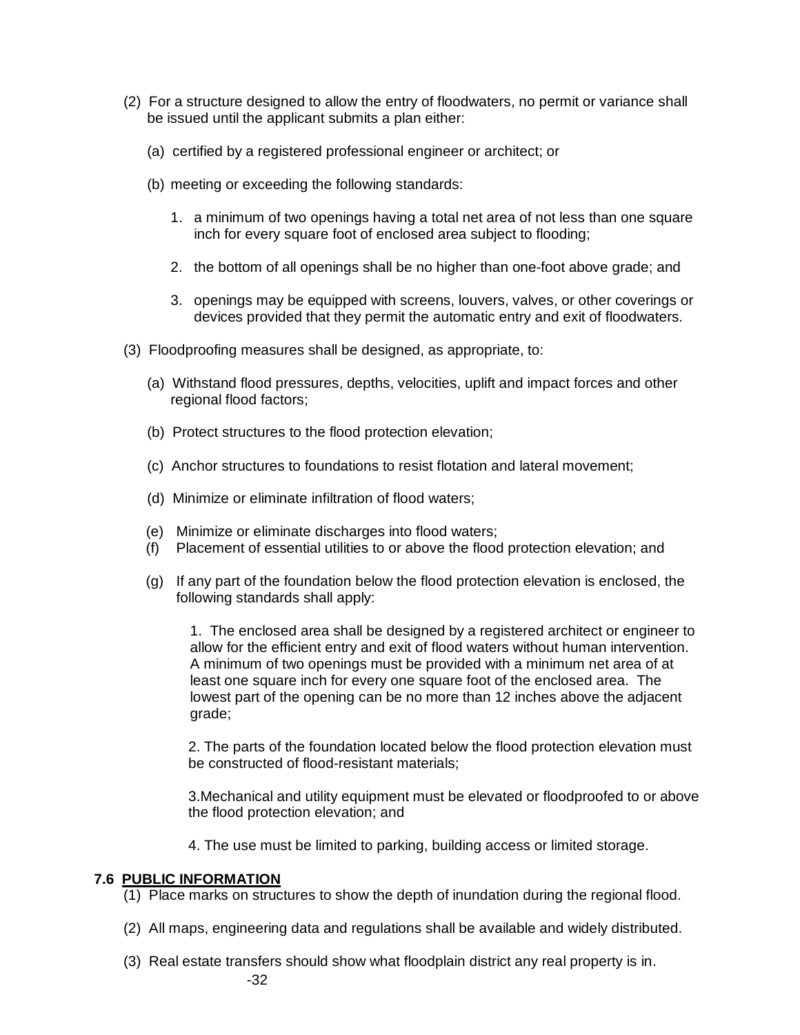(2) For a structure designed to allow the entry of floodwaters, no permit or variance shall be issued until the applicant submits a plan either:

   (a) certified by a registered professional engineer or architect; or

   (b) meeting or exceeding the following standards:

      1. a minimum of two openings having a total net area of not less than one square inch for every square foot of enclosed area subject to flooding;

      2. the bottom of all openings shall be no higher than one-foot above grade; and

      3. openings may be equipped with screens, louvers, valves, or other coverings or devices provided that they permit the automatic entry and exit of floodwaters.

(3) Floodproofing measures shall be designed, as appropriate, to:

   (a) Withstand flood pressures, depths, velocities, uplift and impact forces and other regional flood factors;

   (b) Protect structures to the flood protection elevation;

   (c) Anchor structures to foundations to resist flotation and lateral movement;

   (d) Minimize or eliminate infiltration of flood waters;

   (e) Minimize or eliminate discharges into flood waters;

   (f) Placement of essential utilities to or above the flood protection elevation; and

   (g) If any part of the foundation below the flood protection elevation is enclosed, the following standards shall apply:

      1. The enclosed area shall be designed by a registered architect or engineer to allow for the efficient entry and exit of flood waters without human intervention. A minimum of two openings must be provided with a minimum net area of at least one square inch for every one square foot of the enclosed area. The lowest part of the opening can be no more than 12 inches above the adjacent grade;

      2. The parts of the foundation located below the flood protection elevation must be constructed of flood-resistant materials;

      3.Mechanical and utility equipment must be elevated or floodproofed to or above the flood protection elevation; and

      4. The use must be limited to parking, building access or limited storage.

**7.6 PUBLIC INFORMATION**

(1) Place marks on structures to show the depth of inundation during the regional flood.

(2) All maps, engineering data and regulations shall be available and widely distributed.

(3) Real estate transfers should show what floodplain district any real property is in.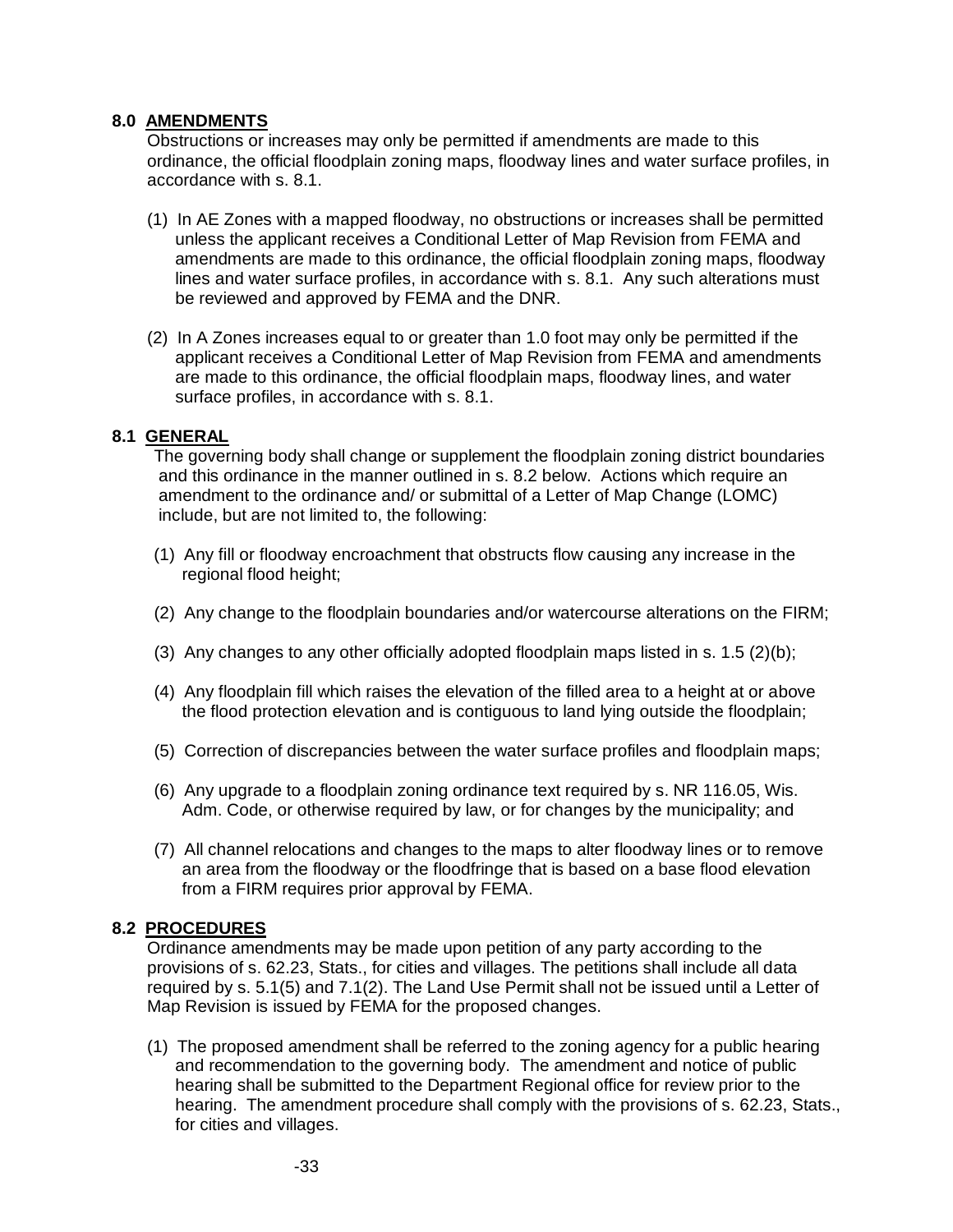## 8.0 AMENDMENTS

Obstructions or increases may only be permitted if amendments are made to this ordinance, the official floodplain zoning maps, floodway lines and water surface profiles, in accordance with s. 8.1.

(1) In AE Zones with a mapped floodway, no obstructions or increases shall be permitted unless the applicant receives a Conditional Letter of Map Revision from FEMA and amendments are made to this ordinance, the official floodplain zoning maps, floodway lines and water surface profiles, in accordance with s. 8.1. Any such alterations must be reviewed and approved by FEMA and the DNR.

(2) In A Zones increases equal to or greater than 1.0 foot may only be permitted if the applicant receives a Conditional Letter of Map Revision from FEMA and amendments are made to this ordinance, the official floodplain maps, floodway lines, and water surface profiles, in accordance with s. 8.1.

## 8.1 GENERAL

The governing body shall change or supplement the floodplain zoning district boundaries and this ordinance in the manner outlined in s. 8.2 below. Actions which require an amendment to the ordinance and/ or submittal of a Letter of Map Change (LOMC) include, but are not limited to, the following:

(1) Any fill or floodway encroachment that obstructs flow causing any increase in the regional flood height;

(2) Any change to the floodplain boundaries and/or watercourse alterations on the FIRM;

(3) Any changes to any other officially adopted floodplain maps listed in s. 1.5 (2)(b);

(4) Any floodplain fill which raises the elevation of the filled area to a height at or above the flood protection elevation and is contiguous to land lying outside the floodplain;

(5) Correction of discrepancies between the water surface profiles and floodplain maps;

(6) Any upgrade to a floodplain zoning ordinance text required by s. NR 116.05, Wis. Adm. Code, or otherwise required by law, or for changes by the municipality; and

(7) All channel relocations and changes to the maps to alter floodway lines or to remove an area from the floodway or the floodfringe that is based on a base flood elevation from a FIRM requires prior approval by FEMA.

## 8.2 PROCEDURES

Ordinance amendments may be made upon petition of any party according to the provisions of s. 62.23, Stats., for cities and villages. The petitions shall include all data required by s. 5.1(5) and 7.1(2). The Land Use Permit shall not be issued until a Letter of Map Revision is issued by FEMA for the proposed changes.

(1) The proposed amendment shall be referred to the zoning agency for a public hearing and recommendation to the governing body. The amendment and notice of public hearing shall be submitted to the Department Regional office for review prior to the hearing. The amendment procedure shall comply with the provisions of s. 62.23, Stats., for cities and villages.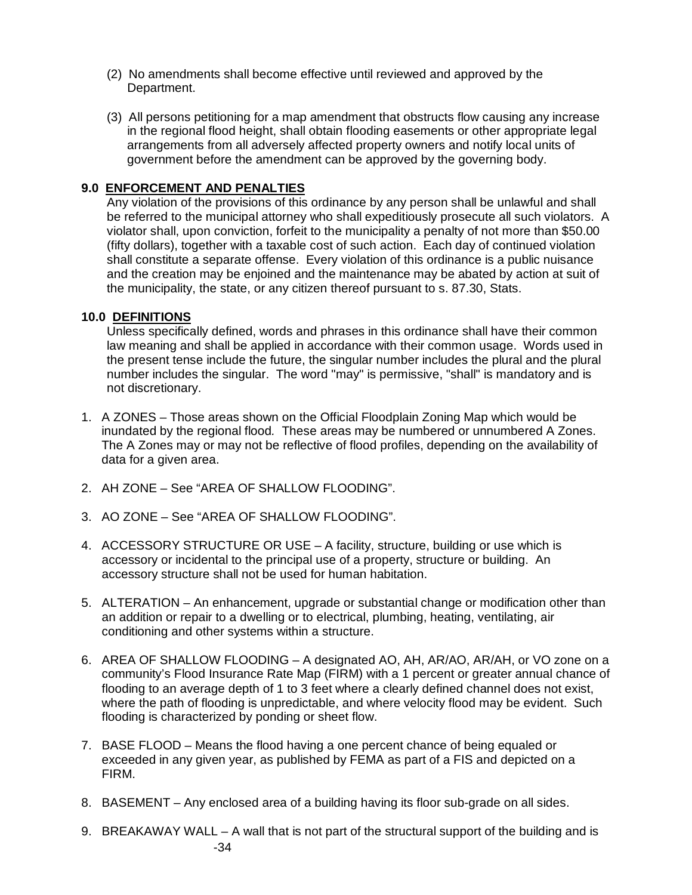(2) No amendments shall become effective until reviewed and approved by the Department.

(3) All persons petitioning for a map amendment that obstructs flow causing any increase in the regional flood height, shall obtain flooding easements or other appropriate legal arrangements from all adversely affected property owners and notify local units of government before the amendment can be approved by the governing body.

### 9.0 ENFORCEMENT AND PENALTIES

Any violation of the provisions of this ordinance by any person shall be unlawful and shall be referred to the municipal attorney who shall expeditiously prosecute all such violators. A violator shall, upon conviction, forfeit to the municipality a penalty of not more than $50.00 (fifty dollars), together with a taxable cost of such action. Each day of continued violation shall constitute a separate offense. Every violation of this ordinance is a public nuisance and the creation may be enjoined and the maintenance may be abated by action at suit of the municipality, the state, or any citizen thereof pursuant to s. 87.30, Stats.

### 10.0 DEFINITIONS

Unless specifically defined, words and phrases in this ordinance shall have their common law meaning and shall be applied in accordance with their common usage. Words used in the present tense include the future, the singular number includes the plural and the plural number includes the singular. The word "may" is permissive, "shall" is mandatory and is not discretionary.

1. A ZONES – Those areas shown on the Official Floodplain Zoning Map which would be inundated by the regional flood. These areas may be numbered or unnumbered A Zones. The A Zones may or may not be reflective of flood profiles, depending on the availability of data for a given area.

2. AH ZONE – See "AREA OF SHALLOW FLOODING".

3. AO ZONE – See "AREA OF SHALLOW FLOODING".

4. ACCESSORY STRUCTURE OR USE – A facility, structure, building or use which is accessory or incidental to the principal use of a property, structure or building. An accessory structure shall not be used for human habitation.

5. ALTERATION – An enhancement, upgrade or substantial change or modification other than an addition or repair to a dwelling or to electrical, plumbing, heating, ventilating, air conditioning and other systems within a structure.

6. AREA OF SHALLOW FLOODING – A designated AO, AH, AR/AO, AR/AH, or VO zone on a community's Flood Insurance Rate Map (FIRM) with a 1 percent or greater annual chance of flooding to an average depth of 1 to 3 feet where a clearly defined channel does not exist, where the path of flooding is unpredictable, and where velocity flood may be evident. Such flooding is characterized by ponding or sheet flow.

7. BASE FLOOD – Means the flood having a one percent chance of being equaled or exceeded in any given year, as published by FEMA as part of a FIS and depicted on a FIRM.

8. BASEMENT – Any enclosed area of a building having its floor sub-grade on all sides.

9. BREAKAWAY WALL – A wall that is not part of the structural support of the building and is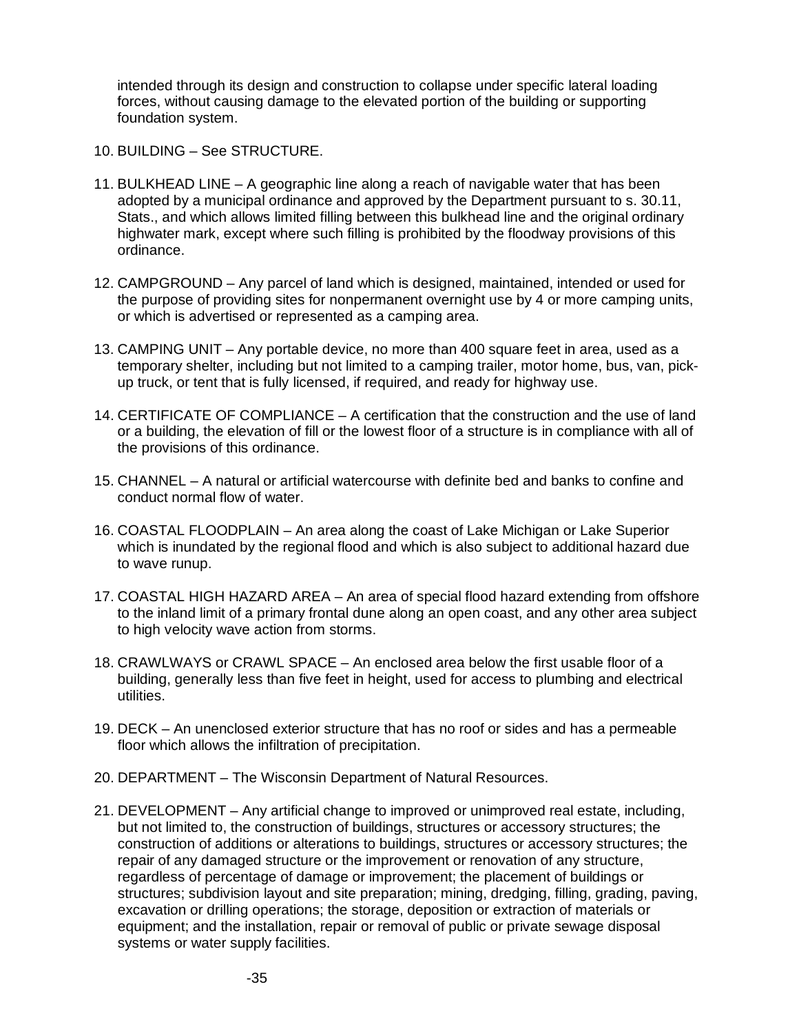intended through its design and construction to collapse under specific lateral loading forces, without causing damage to the elevated portion of the building or supporting foundation system.

10. BUILDING – See STRUCTURE.

11. BULKHEAD LINE – A geographic line along a reach of navigable water that has been adopted by a municipal ordinance and approved by the Department pursuant to s. 30.11, Stats., and which allows limited filling between this bulkhead line and the original ordinary highwater mark, except where such filling is prohibited by the floodway provisions of this ordinance.

12. CAMPGROUND – Any parcel of land which is designed, maintained, intended or used for the purpose of providing sites for nonpermanent overnight use by 4 or more camping units, or which is advertised or represented as a camping area.

13. CAMPING UNIT – Any portable device, no more than 400 square feet in area, used as a temporary shelter, including but not limited to a camping trailer, motor home, bus, van, pick-up truck, or tent that is fully licensed, if required, and ready for highway use.

14. CERTIFICATE OF COMPLIANCE – A certification that the construction and the use of land or a building, the elevation of fill or the lowest floor of a structure is in compliance with all of the provisions of this ordinance.

15. CHANNEL – A natural or artificial watercourse with definite bed and banks to confine and conduct normal flow of water.

16. COASTAL FLOODPLAIN – An area along the coast of Lake Michigan or Lake Superior which is inundated by the regional flood and which is also subject to additional hazard due to wave runup.

17. COASTAL HIGH HAZARD AREA – An area of special flood hazard extending from offshore to the inland limit of a primary frontal dune along an open coast, and any other area subject to high velocity wave action from storms.

18. CRAWLWAYS or CRAWL SPACE – An enclosed area below the first usable floor of a building, generally less than five feet in height, used for access to plumbing and electrical utilities.

19. DECK – An unenclosed exterior structure that has no roof or sides and has a permeable floor which allows the infiltration of precipitation.

20. DEPARTMENT – The Wisconsin Department of Natural Resources.

21. DEVELOPMENT – Any artificial change to improved or unimproved real estate, including, but not limited to, the construction of buildings, structures or accessory structures; the construction of additions or alterations to buildings, structures or accessory structures; the repair of any damaged structure or the improvement or renovation of any structure, regardless of percentage of damage or improvement; the placement of buildings or structures; subdivision layout and site preparation; mining, dredging, filling, grading, paving, excavation or drilling operations; the storage, deposition or extraction of materials or equipment; and the installation, repair or removal of public or private sewage disposal systems or water supply facilities.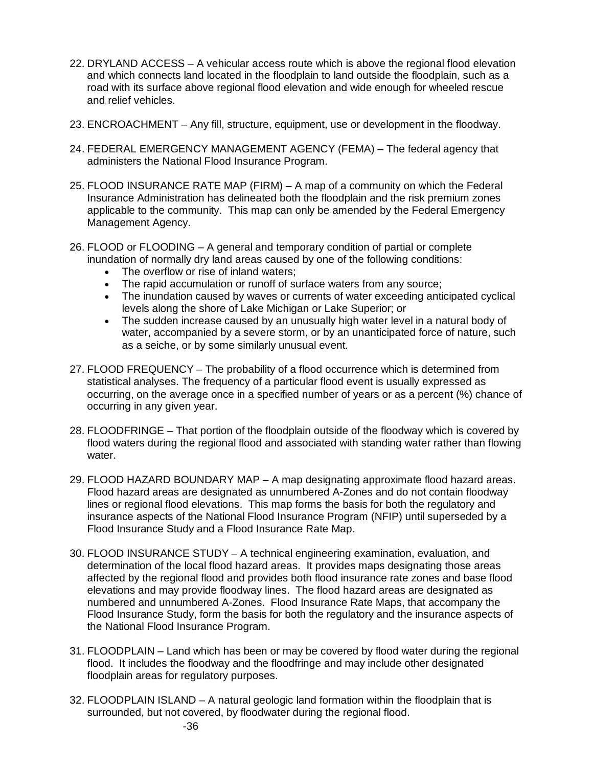22. DRYLAND ACCESS – A vehicular access route which is above the regional flood elevation and which connects land located in the floodplain to land outside the floodplain, such as a road with its surface above regional flood elevation and wide enough for wheeled rescue and relief vehicles.

23. ENCROACHMENT – Any fill, structure, equipment, use or development in the floodway.

24. FEDERAL EMERGENCY MANAGEMENT AGENCY (FEMA) – The federal agency that administers the National Flood Insurance Program.

25. FLOOD INSURANCE RATE MAP (FIRM) – A map of a community on which the Federal Insurance Administration has delineated both the floodplain and the risk premium zones applicable to the community. This map can only be amended by the Federal Emergency Management Agency.

26. FLOOD or FLOODING – A general and temporary condition of partial or complete inundation of normally dry land areas caused by one of the following conditions:
    - The overflow or rise of inland waters;
    - The rapid accumulation or runoff of surface waters from any source;
    - The inundation caused by waves or currents of water exceeding anticipated cyclical levels along the shore of Lake Michigan or Lake Superior; or
    - The sudden increase caused by an unusually high water level in a natural body of water, accompanied by a severe storm, or by an unanticipated force of nature, such as a seiche, or by some similarly unusual event.

27. FLOOD FREQUENCY – The probability of a flood occurrence which is determined from statistical analyses. The frequency of a particular flood event is usually expressed as occurring, on the average once in a specified number of years or as a percent (%) chance of occurring in any given year.

28. FLOODFRINGE – That portion of the floodplain outside of the floodway which is covered by flood waters during the regional flood and associated with standing water rather than flowing water.

29. FLOOD HAZARD BOUNDARY MAP – A map designating approximate flood hazard areas. Flood hazard areas are designated as unnumbered A-Zones and do not contain floodway lines or regional flood elevations. This map forms the basis for both the regulatory and insurance aspects of the National Flood Insurance Program (NFIP) until superseded by a Flood Insurance Study and a Flood Insurance Rate Map.

30. FLOOD INSURANCE STUDY – A technical engineering examination, evaluation, and determination of the local flood hazard areas. It provides maps designating those areas affected by the regional flood and provides both flood insurance rate zones and base flood elevations and may provide floodway lines. The flood hazard areas are designated as numbered and unnumbered A-Zones. Flood Insurance Rate Maps, that accompany the Flood Insurance Study, form the basis for both the regulatory and the insurance aspects of the National Flood Insurance Program.

31. FLOODPLAIN – Land which has been or may be covered by flood water during the regional flood. It includes the floodway and the floodfringe and may include other designated floodplain areas for regulatory purposes.

32. FLOODPLAIN ISLAND – A natural geologic land formation within the floodplain that is surrounded, but not covered, by floodwater during the regional flood.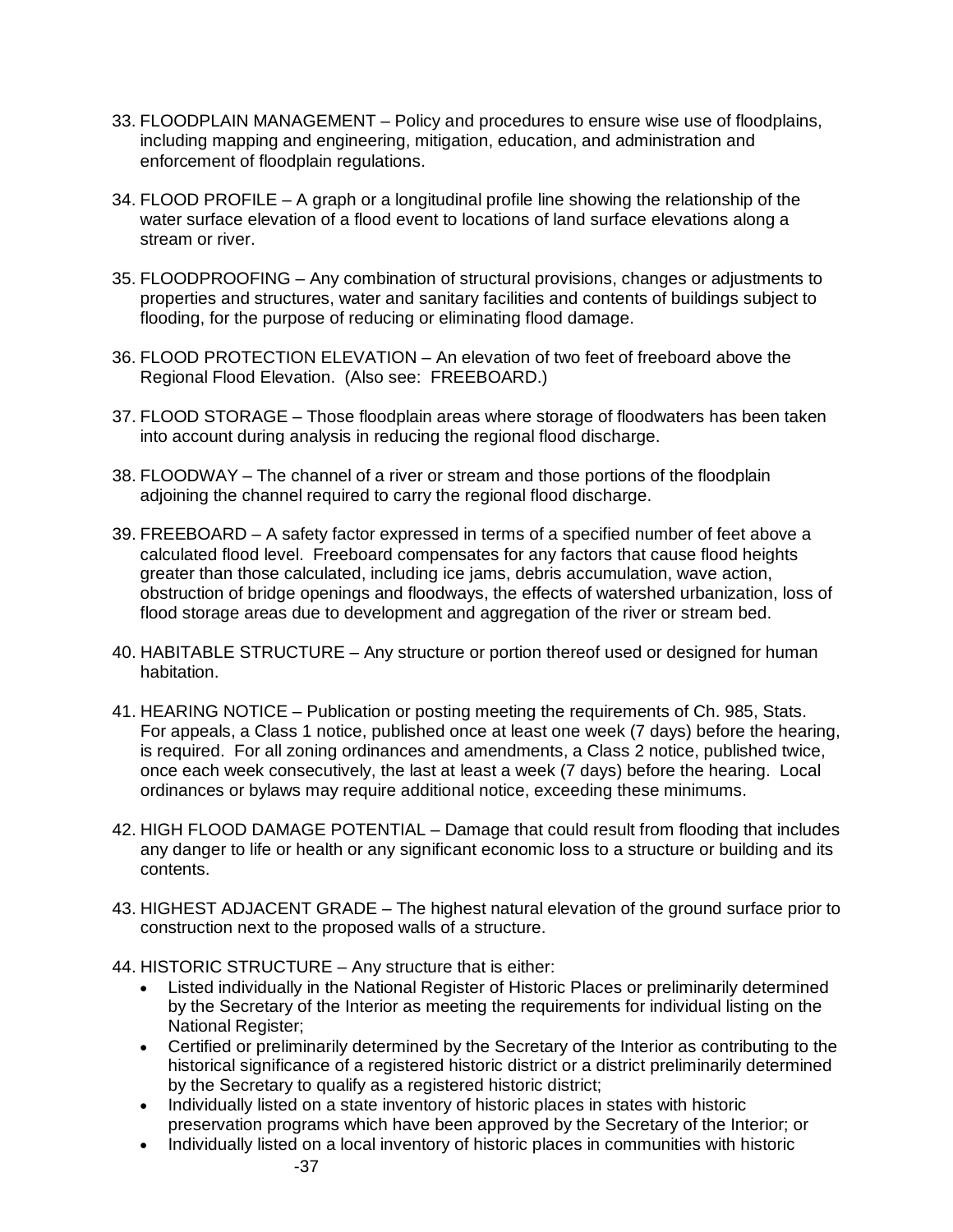33. FLOODPLAIN MANAGEMENT – Policy and procedures to ensure wise use of floodplains, including mapping and engineering, mitigation, education, and administration and enforcement of floodplain regulations.

34. FLOOD PROFILE – A graph or a longitudinal profile line showing the relationship of the water surface elevation of a flood event to locations of land surface elevations along a stream or river.

35. FLOODPROOFING – Any combination of structural provisions, changes or adjustments to properties and structures, water and sanitary facilities and contents of buildings subject to flooding, for the purpose of reducing or eliminating flood damage.

36. FLOOD PROTECTION ELEVATION – An elevation of two feet of freeboard above the Regional Flood Elevation. (Also see: FREEBOARD.)

37. FLOOD STORAGE – Those floodplain areas where storage of floodwaters has been taken into account during analysis in reducing the regional flood discharge.

38. FLOODWAY – The channel of a river or stream and those portions of the floodplain adjoining the channel required to carry the regional flood discharge.

39. FREEBOARD – A safety factor expressed in terms of a specified number of feet above a calculated flood level. Freeboard compensates for any factors that cause flood heights greater than those calculated, including ice jams, debris accumulation, wave action, obstruction of bridge openings and floodways, the effects of watershed urbanization, loss of flood storage areas due to development and aggregation of the river or stream bed.

40. HABITABLE STRUCTURE – Any structure or portion thereof used or designed for human habitation.

41. HEARING NOTICE – Publication or posting meeting the requirements of Ch. 985, Stats. For appeals, a Class 1 notice, published once at least one week (7 days) before the hearing, is required. For all zoning ordinances and amendments, a Class 2 notice, published twice, once each week consecutively, the last at least a week (7 days) before the hearing. Local ordinances or bylaws may require additional notice, exceeding these minimums.

42. HIGH FLOOD DAMAGE POTENTIAL – Damage that could result from flooding that includes any danger to life or health or any significant economic loss to a structure or building and its contents.

43. HIGHEST ADJACENT GRADE – The highest natural elevation of the ground surface prior to construction next to the proposed walls of a structure.

44. HISTORIC STRUCTURE – Any structure that is either:
    - Listed individually in the National Register of Historic Places or preliminarily determined by the Secretary of the Interior as meeting the requirements for individual listing on the National Register;
    - Certified or preliminarily determined by the Secretary of the Interior as contributing to the historical significance of a registered historic district or a district preliminarily determined by the Secretary to qualify as a registered historic district;
    - Individually listed on a state inventory of historic places in states with historic preservation programs which have been approved by the Secretary of the Interior; or
    - Individually listed on a local inventory of historic places in communities with historic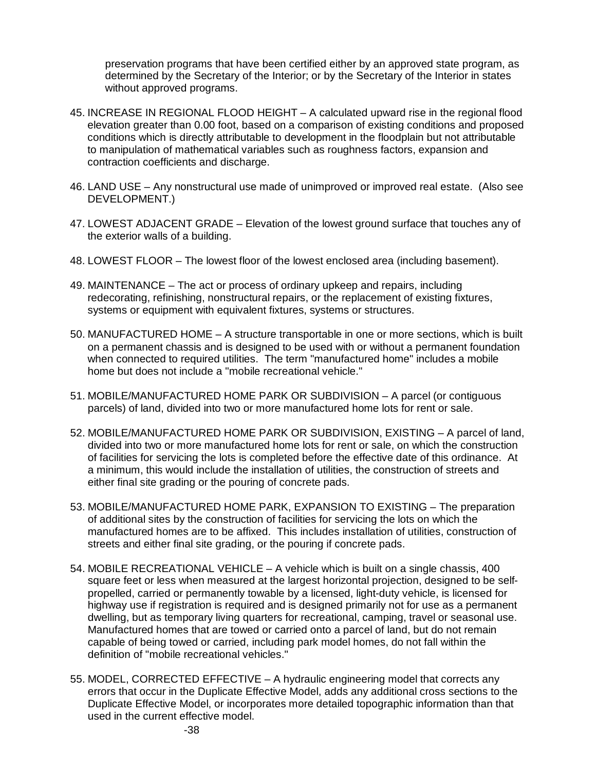preservation programs that have been certified either by an approved state program, as determined by the Secretary of the Interior; or by the Secretary of the Interior in states without approved programs.

45. INCREASE IN REGIONAL FLOOD HEIGHT – A calculated upward rise in the regional flood elevation greater than 0.00 foot, based on a comparison of existing conditions and proposed conditions which is directly attributable to development in the floodplain but not attributable to manipulation of mathematical variables such as roughness factors, expansion and contraction coefficients and discharge.

46. LAND USE – Any nonstructural use made of unimproved or improved real estate. (Also see DEVELOPMENT.)

47. LOWEST ADJACENT GRADE – Elevation of the lowest ground surface that touches any of the exterior walls of a building.

48. LOWEST FLOOR – The lowest floor of the lowest enclosed area (including basement).

49. MAINTENANCE – The act or process of ordinary upkeep and repairs, including redecorating, refinishing, nonstructural repairs, or the replacement of existing fixtures, systems or equipment with equivalent fixtures, systems or structures.

50. MANUFACTURED HOME – A structure transportable in one or more sections, which is built on a permanent chassis and is designed to be used with or without a permanent foundation when connected to required utilities. The term "manufactured home" includes a mobile home but does not include a "mobile recreational vehicle."

51. MOBILE/MANUFACTURED HOME PARK OR SUBDIVISION – A parcel (or contiguous parcels) of land, divided into two or more manufactured home lots for rent or sale.

52. MOBILE/MANUFACTURED HOME PARK OR SUBDIVISION, EXISTING – A parcel of land, divided into two or more manufactured home lots for rent or sale, on which the construction of facilities for servicing the lots is completed before the effective date of this ordinance. At a minimum, this would include the installation of utilities, the construction of streets and either final site grading or the pouring of concrete pads.

53. MOBILE/MANUFACTURED HOME PARK, EXPANSION TO EXISTING – The preparation of additional sites by the construction of facilities for servicing the lots on which the manufactured homes are to be affixed. This includes installation of utilities, construction of streets and either final site grading, or the pouring if concrete pads.

54. MOBILE RECREATIONAL VEHICLE – A vehicle which is built on a single chassis, 400 square feet or less when measured at the largest horizontal projection, designed to be self-propelled, carried or permanently towable by a licensed, light-duty vehicle, is licensed for highway use if registration is required and is designed primarily not for use as a permanent dwelling, but as temporary living quarters for recreational, camping, travel or seasonal use. Manufactured homes that are towed or carried onto a parcel of land, but do not remain capable of being towed or carried, including park model homes, do not fall within the definition of "mobile recreational vehicles."

55. MODEL, CORRECTED EFFECTIVE – A hydraulic engineering model that corrects any errors that occur in the Duplicate Effective Model, adds any additional cross sections to the Duplicate Effective Model, or incorporates more detailed topographic information than that used in the current effective model.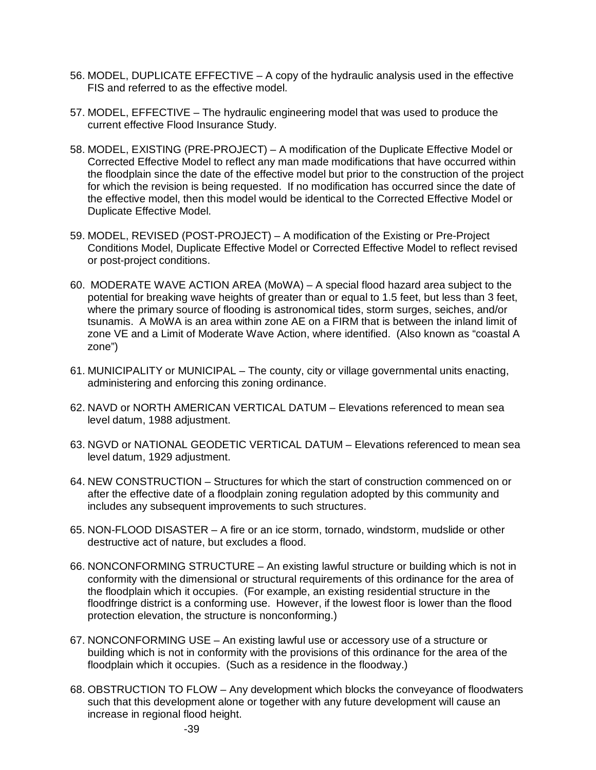56. MODEL, DUPLICATE EFFECTIVE – A copy of the hydraulic analysis used in the effective FIS and referred to as the effective model.

57. MODEL, EFFECTIVE – The hydraulic engineering model that was used to produce the current effective Flood Insurance Study.

58. MODEL, EXISTING (PRE-PROJECT) – A modification of the Duplicate Effective Model or Corrected Effective Model to reflect any man made modifications that have occurred within the floodplain since the date of the effective model but prior to the construction of the project for which the revision is being requested. If no modification has occurred since the date of the effective model, then this model would be identical to the Corrected Effective Model or Duplicate Effective Model.

59. MODEL, REVISED (POST-PROJECT) – A modification of the Existing or Pre-Project Conditions Model, Duplicate Effective Model or Corrected Effective Model to reflect revised or post-project conditions.

60. MODERATE WAVE ACTION AREA (MoWA) – A special flood hazard area subject to the potential for breaking wave heights of greater than or equal to 1.5 feet, but less than 3 feet, where the primary source of flooding is astronomical tides, storm surges, seiches, and/or tsunamis. A MoWA is an area within zone AE on a FIRM that is between the inland limit of zone VE and a Limit of Moderate Wave Action, where identified. (Also known as “coastal A zone”)

61. MUNICIPALITY or MUNICIPAL – The county, city or village governmental units enacting, administering and enforcing this zoning ordinance.

62. NAVD or NORTH AMERICAN VERTICAL DATUM – Elevations referenced to mean sea level datum, 1988 adjustment.

63. NGVD or NATIONAL GEODETIC VERTICAL DATUM – Elevations referenced to mean sea level datum, 1929 adjustment.

64. NEW CONSTRUCTION – Structures for which the start of construction commenced on or after the effective date of a floodplain zoning regulation adopted by this community and includes any subsequent improvements to such structures.

65. NON-FLOOD DISASTER – A fire or an ice storm, tornado, windstorm, mudslide or other destructive act of nature, but excludes a flood.

66. NONCONFORMING STRUCTURE – An existing lawful structure or building which is not in conformity with the dimensional or structural requirements of this ordinance for the area of the floodplain which it occupies. (For example, an existing residential structure in the floodfringe district is a conforming use. However, if the lowest floor is lower than the flood protection elevation, the structure is nonconforming.)

67. NONCONFORMING USE – An existing lawful use or accessory use of a structure or building which is not in conformity with the provisions of this ordinance for the area of the floodplain which it occupies. (Such as a residence in the floodway.)

68. OBSTRUCTION TO FLOW – Any development which blocks the conveyance of floodwaters such that this development alone or together with any future development will cause an increase in regional flood height.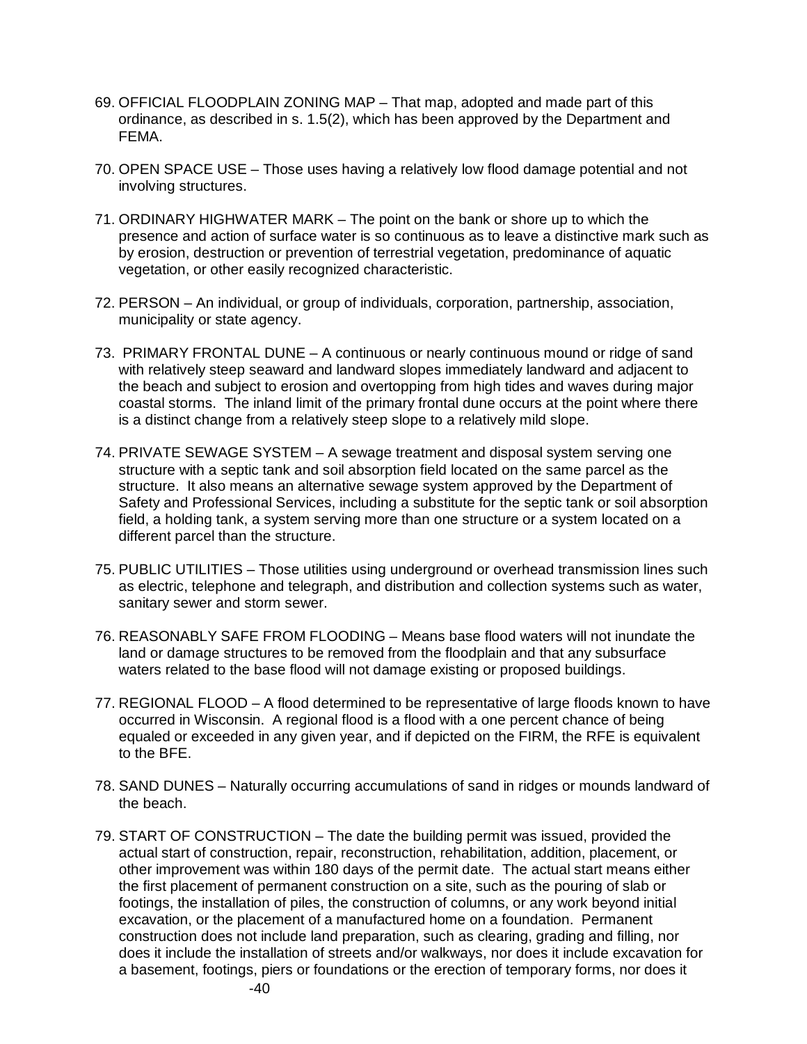69. OFFICIAL FLOODPLAIN ZONING MAP – That map, adopted and made part of this ordinance, as described in s. 1.5(2), which has been approved by the Department and FEMA.

70. OPEN SPACE USE – Those uses having a relatively low flood damage potential and not involving structures.

71. ORDINARY HIGHWATER MARK – The point on the bank or shore up to which the presence and action of surface water is so continuous as to leave a distinctive mark such as by erosion, destruction or prevention of terrestrial vegetation, predominance of aquatic vegetation, or other easily recognized characteristic.

72. PERSON – An individual, or group of individuals, corporation, partnership, association, municipality or state agency.

73. PRIMARY FRONTAL DUNE – A continuous or nearly continuous mound or ridge of sand with relatively steep seaward and landward slopes immediately landward and adjacent to the beach and subject to erosion and overtopping from high tides and waves during major coastal storms. The inland limit of the primary frontal dune occurs at the point where there is a distinct change from a relatively steep slope to a relatively mild slope.

74. PRIVATE SEWAGE SYSTEM – A sewage treatment and disposal system serving one structure with a septic tank and soil absorption field located on the same parcel as the structure. It also means an alternative sewage system approved by the Department of Safety and Professional Services, including a substitute for the septic tank or soil absorption field, a holding tank, a system serving more than one structure or a system located on a different parcel than the structure.

75. PUBLIC UTILITIES – Those utilities using underground or overhead transmission lines such as electric, telephone and telegraph, and distribution and collection systems such as water, sanitary sewer and storm sewer.

76. REASONABLY SAFE FROM FLOODING – Means base flood waters will not inundate the land or damage structures to be removed from the floodplain and that any subsurface waters related to the base flood will not damage existing or proposed buildings.

77. REGIONAL FLOOD – A flood determined to be representative of large floods known to have occurred in Wisconsin. A regional flood is a flood with a one percent chance of being equaled or exceeded in any given year, and if depicted on the FIRM, the RFE is equivalent to the BFE.

78. SAND DUNES – Naturally occurring accumulations of sand in ridges or mounds landward of the beach.

79. START OF CONSTRUCTION – The date the building permit was issued, provided the actual start of construction, repair, reconstruction, rehabilitation, addition, placement, or other improvement was within 180 days of the permit date. The actual start means either the first placement of permanent construction on a site, such as the pouring of slab or footings, the installation of piles, the construction of columns, or any work beyond initial excavation, or the placement of a manufactured home on a foundation. Permanent construction does not include land preparation, such as clearing, grading and filling, nor does it include the installation of streets and/or walkways, nor does it include excavation for a basement, footings, piers or foundations or the erection of temporary forms, nor does it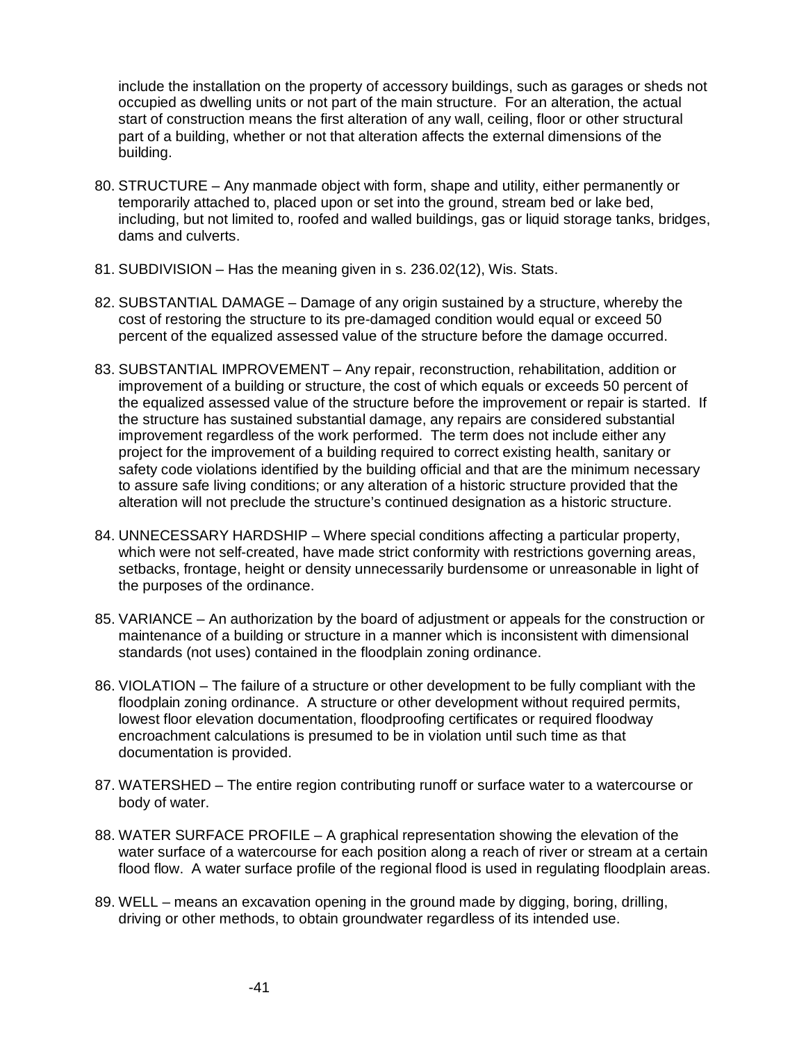include the installation on the property of accessory buildings, such as garages or sheds not occupied as dwelling units or not part of the main structure. For an alteration, the actual start of construction means the first alteration of any wall, ceiling, floor or other structural part of a building, whether or not that alteration affects the external dimensions of the building.

80. STRUCTURE – Any manmade object with form, shape and utility, either permanently or temporarily attached to, placed upon or set into the ground, stream bed or lake bed, including, but not limited to, roofed and walled buildings, gas or liquid storage tanks, bridges, dams and culverts.

81. SUBDIVISION – Has the meaning given in s. 236.02(12), Wis. Stats.

82. SUBSTANTIAL DAMAGE – Damage of any origin sustained by a structure, whereby the cost of restoring the structure to its pre-damaged condition would equal or exceed 50 percent of the equalized assessed value of the structure before the damage occurred.

83. SUBSTANTIAL IMPROVEMENT – Any repair, reconstruction, rehabilitation, addition or improvement of a building or structure, the cost of which equals or exceeds 50 percent of the equalized assessed value of the structure before the improvement or repair is started. If the structure has sustained substantial damage, any repairs are considered substantial improvement regardless of the work performed. The term does not include either any project for the improvement of a building required to correct existing health, sanitary or safety code violations identified by the building official and that are the minimum necessary to assure safe living conditions; or any alteration of a historic structure provided that the alteration will not preclude the structure's continued designation as a historic structure.

84. UNNECESSARY HARDSHIP – Where special conditions affecting a particular property, which were not self-created, have made strict conformity with restrictions governing areas, setbacks, frontage, height or density unnecessarily burdensome or unreasonable in light of the purposes of the ordinance.

85. VARIANCE – An authorization by the board of adjustment or appeals for the construction or maintenance of a building or structure in a manner which is inconsistent with dimensional standards (not uses) contained in the floodplain zoning ordinance.

86. VIOLATION – The failure of a structure or other development to be fully compliant with the floodplain zoning ordinance. A structure or other development without required permits, lowest floor elevation documentation, floodproofing certificates or required floodway encroachment calculations is presumed to be in violation until such time as that documentation is provided.

87. WATERSHED – The entire region contributing runoff or surface water to a watercourse or body of water.

88. WATER SURFACE PROFILE – A graphical representation showing the elevation of the water surface of a watercourse for each position along a reach of river or stream at a certain flood flow. A water surface profile of the regional flood is used in regulating floodplain areas.

89. WELL – means an excavation opening in the ground made by digging, boring, drilling, driving or other methods, to obtain groundwater regardless of its intended use.